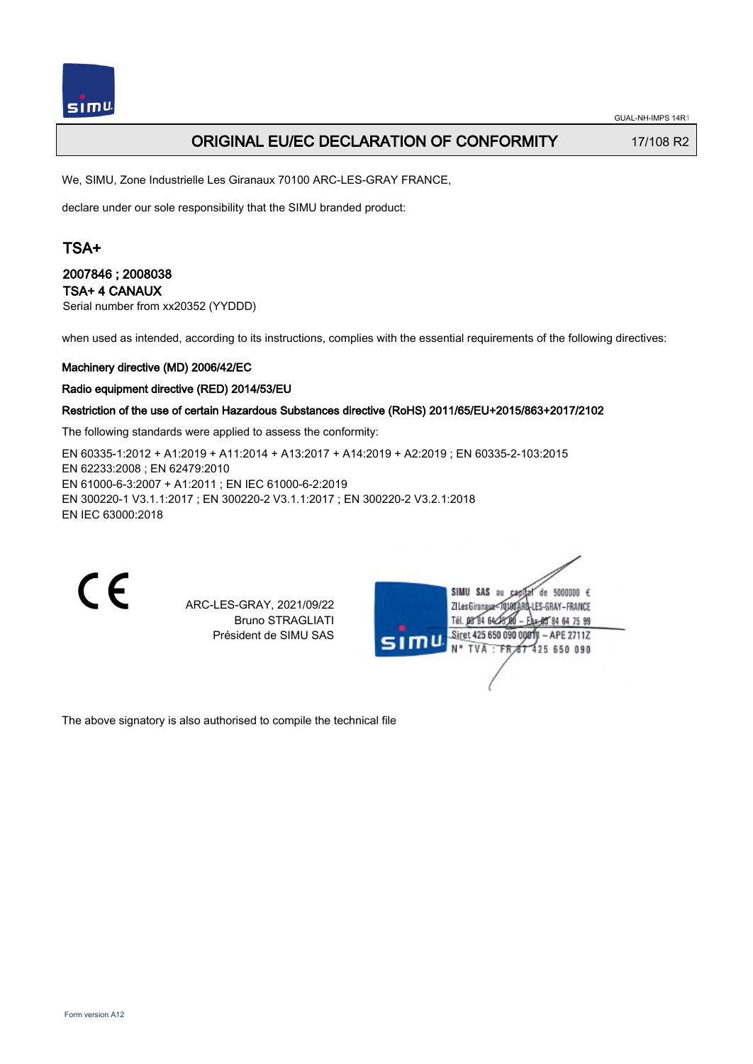GUAL-NH-IMPS 14R1

# ORIGINAL EU/EC DECLARATION OF CONFORMITY

17/108 R2

We, SIMU, Zone Industrielle Les Giranaux 70100 ARC-LES-GRAY FRANCE,

declare under our sole responsibility that the SIMU branded product:

## TSA+

**2007846 ; 2008038**
**TSA+ 4 CANAUX**
Serial number from xx20352 (YYDDD)

when used as intended, according to its instructions, complies with the essential requirements of the following directives:

**Machinery directive (MD) 2006/42/EC**

**Radio equipment directive (RED) 2014/53/EU**

**Restriction of the use of certain Hazardous Substances directive (RoHS) 2011/65/EU+2015/863+2017/2102**

The following standards were applied to assess the conformity:

EN 60335-1:2012 + A1:2019 + A11:2014 + A13:2017 + A14:2019 + A2:2019 ; EN 60335-2-103:2015
EN 62233:2008 ; EN 62479:2010
EN 61000-6-3:2007 + A1:2011 ; EN IEC 61000-6-2:2019
EN 300220-1 V3.1.1:2017 ; EN 300220-2 V3.1.1:2017 ; EN 300220-2 V3.2.1:2018
EN IEC 63000:2018

CE

ARC-LES-GRAY, 2021/09/22
Bruno STRAGLIATI
Président de SIMU SAS

SIMU SAS au capital de 5000000 €
ZI Les Giranaux 70100 ARC-LES-GRAY-FRANCE
Tél. 03 84 64 75 00 – Fax 03 84 64 75 99
Siret 425 650 090 00011 – APE 2711Z
N° TVA : FR 87 425 650 090

The above signatory is also authorised to compile the technical file

Form version A12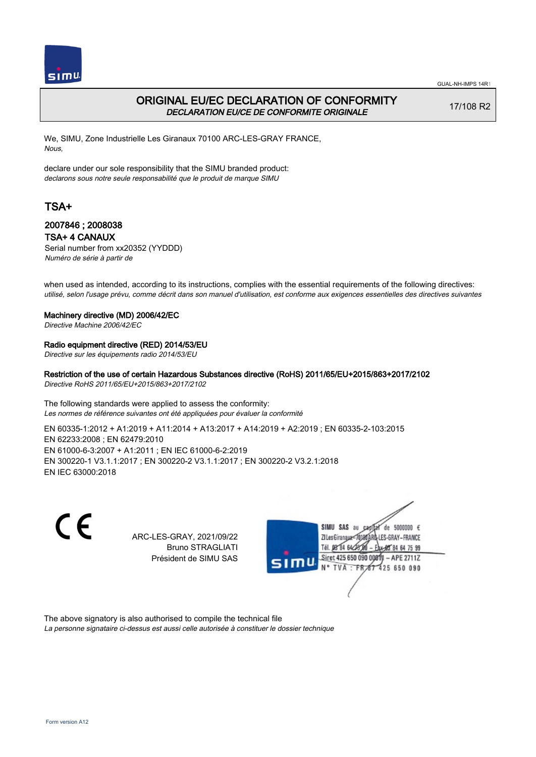# ORIGINAL EU/EC DECLARATION OF CONFORMITY

*DECLARATION EU/CE DE CONFORMITE ORIGINALE*

17/108 R2

We, SIMU, Zone Industrielle Les Giranaux 70100 ARC-LES-GRAY FRANCE,
*Nous,*

declare under our sole responsibility that the SIMU branded product:
*declarons sous notre seule responsabilité que le produit de marque SIMU*

## TSA+

### 2007846 ; 2008038

### TSA+ 4 CANAUX

Serial number from xx20352 (YYDDD)
*Numéro de série à partir de*

when used as intended, according to its instructions, complies with the essential requirements of the following directives:
*utilisé, selon l'usage prévu, comme décrit dans son manuel d'utilisation, est conforme aux exigences essentielles des directives suivantes*

**Machinery directive (MD) 2006/42/EC**
*Directive Machine 2006/42/EC*

**Radio equipment directive (RED) 2014/53/EU**
*Directive sur les équipements radio 2014/53/EU*

**Restriction of the use of certain Hazardous Substances directive (RoHS) 2011/65/EU+2015/863+2017/2102**
*Directive RoHS 2011/65/EU+2015/863+2017/2102*

The following standards were applied to assess the conformity:
*Les normes de référence suivantes ont été appliquées pour évaluer la conformité*

EN 60335-1:2012 + A1:2019 + A11:2014 + A13:2017 + A14:2019 + A2:2019 ; EN 60335-2-103:2015
EN 62233:2008 ; EN 62479:2010
EN 61000-6-3:2007 + A1:2011 ; EN IEC 61000-6-2:2019
EN 300220-1 V3.1.1:2017 ; EN 300220-2 V3.1.1:2017 ; EN 300220-2 V3.2.1:2018
EN IEC 63000:2018

CE

ARC-LES-GRAY, 2021/09/22
Bruno STRAGLIATI
Président de SIMU SAS

SIMU SAS au capital de 5000000 €
ZI Les Giranaux 70100 ARC-LES-GRAY-FRANCE
Tél. 03 84 64 75 00 – Fax 03 84 64 75 99
Siret 425 650 090 00011 – APE 2711Z
N° TVA : FR 87 425 650 090

The above signatory is also authorised to compile the technical file
*La personne signataire ci-dessus est aussi celle autorisée à constituer le dossier technique*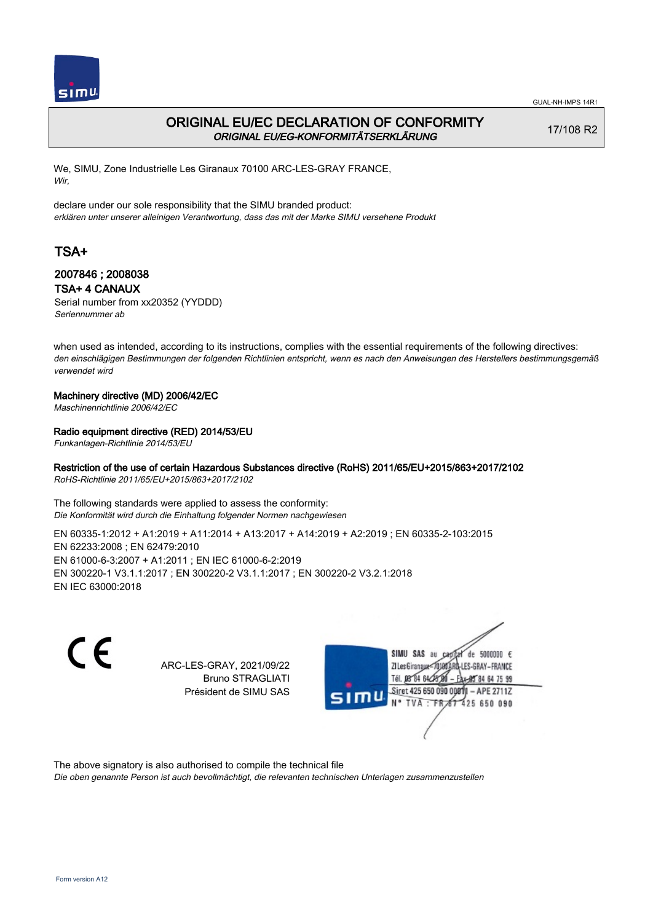# ORIGINAL EU/EC DECLARATION OF CONFORMITY

*ORIGINAL EU/EG-KONFORMITÄTSERKLÄRUNG*

17/108 R2

We, SIMU, Zone Industrielle Les Giranaux 70100 ARC-LES-GRAY FRANCE,
*Wir,*

declare under our sole responsibility that the SIMU branded product:
*erklären unter unserer alleinigen Verantwortung, dass das mit der Marke SIMU versehene Produkt*

## TSA+

### 2007846 ; 2008038

### TSA+ 4 CANAUX

Serial number from xx20352 (YYDDD)
*Seriennummer ab*

when used as intended, according to its instructions, complies with the essential requirements of the following directives:
*den einschlägigen Bestimmungen der folgenden Richtlinien entspricht, wenn es nach den Anweisungen des Herstellers bestimmungsgemäß verwendet wird*

**Machinery directive (MD) 2006/42/EC**
*Maschinenrichtlinie 2006/42/EC*

**Radio equipment directive (RED) 2014/53/EU**
*Funkanlagen-Richtlinie 2014/53/EU*

**Restriction of the use of certain Hazardous Substances directive (RoHS) 2011/65/EU+2015/863+2017/2102**
*RoHS-Richtlinie 2011/65/EU+2015/863+2017/2102*

The following standards were applied to assess the conformity:
*Die Konformität wird durch die Einhaltung folgender Normen nachgewiesen*

EN 60335-1:2012 + A1:2019 + A11:2014 + A13:2017 + A14:2019 + A2:2019 ; EN 60335-2-103:2015
EN 62233:2008 ; EN 62479:2010
EN 61000-6-3:2007 + A1:2011 ; EN IEC 61000-6-2:2019
EN 300220-1 V3.1.1:2017 ; EN 300220-2 V3.1.1:2017 ; EN 300220-2 V3.2.1:2018
EN IEC 63000:2018

ARC-LES-GRAY, 2021/09/22
Bruno STRAGLIATI
Président de SIMU SAS

SIMU SAS au capital de 5000000 €
ZI Les Giranaux 70100 ARC-LES-GRAY-FRANCE
Tél. 03 84 64 75 00 – Fax 03 84 64 75 99
Siret 425 650 090 00811 – APE 2711Z
N° TVA : FR 87 425 650 090

The above signatory is also authorised to compile the technical file
*Die oben genannte Person ist auch bevollmächtigt, die relevanten technischen Unterlagen zusammenzustellen*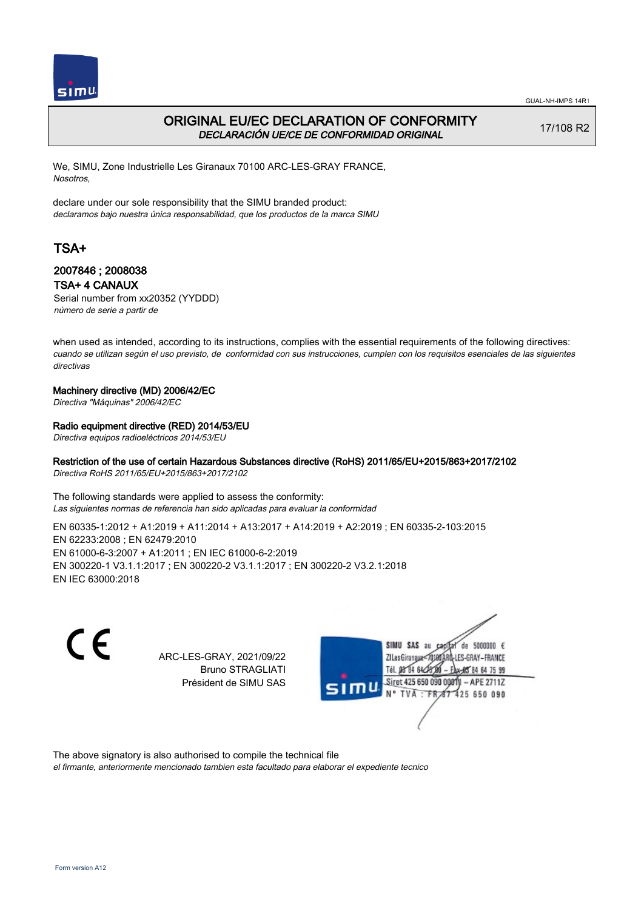# ORIGINAL EU/EC DECLARATION OF CONFORMITY
*DECLARACIÓN UE/CE DE CONFORMIDAD ORIGINAL*

17/108 R2

We, SIMU, Zone Industrielle Les Giranaux 70100 ARC-LES-GRAY FRANCE,
*Nosotros,*

declare under our sole responsibility that the SIMU branded product:
*declaramos bajo nuestra única responsabilidad, que los productos de la marca SIMU*

## TSA+

### 2007846 ; 2008038
### TSA+ 4 CANAUX

Serial number from xx20352 (YYDDD)
*número de serie a partir de*

when used as intended, according to its instructions, complies with the essential requirements of the following directives:
*cuando se utilizan según el uso previsto, de conformidad con sus instrucciones, cumplen con los requisitos esenciales de las siguientes directivas*

**Machinery directive (MD) 2006/42/EC**
*Directiva "Máquinas" 2006/42/EC*

**Radio equipment directive (RED) 2014/53/EU**
*Directiva equipos radioeléctricos 2014/53/EU*

**Restriction of the use of certain Hazardous Substances directive (RoHS) 2011/65/EU+2015/863+2017/2102**
*Directiva RoHS 2011/65/EU+2015/863+2017/2102*

The following standards were applied to assess the conformity:
*Las siguientes normas de referencia han sido aplicadas para evaluar la conformidad*

EN 60335-1:2012 + A1:2019 + A11:2014 + A13:2017 + A14:2019 + A2:2019 ; EN 60335-2-103:2015
EN 62233:2008 ; EN 62479:2010
EN 61000-6-3:2007 + A1:2011 ; EN IEC 61000-6-2:2019
EN 300220-1 V3.1.1:2017 ; EN 300220-2 V3.1.1:2017 ; EN 300220-2 V3.2.1:2018
EN IEC 63000:2018

CE

ARC-LES-GRAY, 2021/09/22
Bruno STRAGLIATI
Président de SIMU SAS

SIMU SAS au capital de 5000000 €
ZI Les Giranaux 70100 ARC-LES-GRAY-FRANCE
Tél. 03 84 64 75 00 – Fax 03 84 64 75 99
Siret 425 650 090 00811 – APE 2711Z
N° TVA : FR 87 425 650 090

The above signatory is also authorised to compile the technical file
*el firmante, anteriormente mencionado tambien esta facultado para elaborar el expediente tecnico*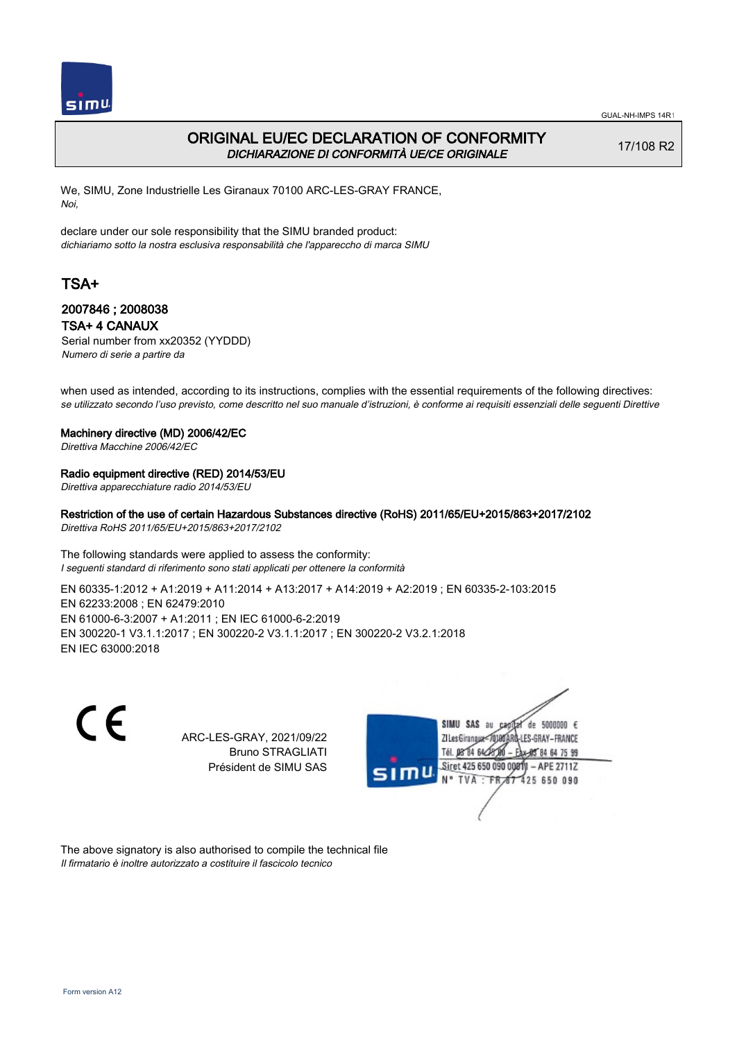# ORIGINAL EU/EC DECLARATION OF CONFORMITY

*DICHIARAZIONE DI CONFORMITÀ UE/CE ORIGINALE*

17/108 R2

We, SIMU, Zone Industrielle Les Giranaux 70100 ARC-LES-GRAY FRANCE,
*Noi,*

declare under our sole responsibility that the SIMU branded product:
*dichiariamo sotto la nostra esclusiva responsabilità che l'apparecchio di marca SIMU*

## TSA+

### 2007846 ; 2008038

### TSA+ 4 CANAUX

Serial number from xx20352 (YYDDD)
*Numero di serie a partire da*

when used as intended, according to its instructions, complies with the essential requirements of the following directives:
*se utilizzato secondo l'uso previsto, come descritto nel suo manuale d'istruzioni, è conforme ai requisiti essenziali delle seguenti Direttive*

**Machinery directive (MD) 2006/42/EC**
*Direttiva Macchine 2006/42/EC*

**Radio equipment directive (RED) 2014/53/EU**
*Direttiva apparecchiature radio 2014/53/EU*

**Restriction of the use of certain Hazardous Substances directive (RoHS) 2011/65/EU+2015/863+2017/2102**
*Direttiva RoHS 2011/65/EU+2015/863+2017/2102*

The following standards were applied to assess the conformity:
*I seguenti standard di riferimento sono stati applicati per ottenere la conformità*

EN 60335-1:2012 + A1:2019 + A11:2014 + A13:2017 + A14:2019 + A2:2019 ; EN 60335-2-103:2015
EN 62233:2008 ; EN 62479:2010
EN 61000-6-3:2007 + A1:2011 ; EN IEC 61000-6-2:2019
EN 300220-1 V3.1.1:2017 ; EN 300220-2 V3.1.1:2017 ; EN 300220-2 V3.2.1:2018
EN IEC 63000:2018

CE

ARC-LES-GRAY, 2021/09/22
Bruno STRAGLIATI
Président de SIMU SAS

SIMU SAS au capital de 5000000 €
ZI Les Giranaux 70100 ARC-LES-GRAY-FRANCE
Tél. 03 84 64 75 00 – Fax 03 84 64 75 99
Siret 425 650 090 00011 – APE 2711Z
N° TVA : FR 67 425 650 090

The above signatory is also authorised to compile the technical file
*Il firmatario è inoltre autorizzato a costituire il fascicolo tecnico*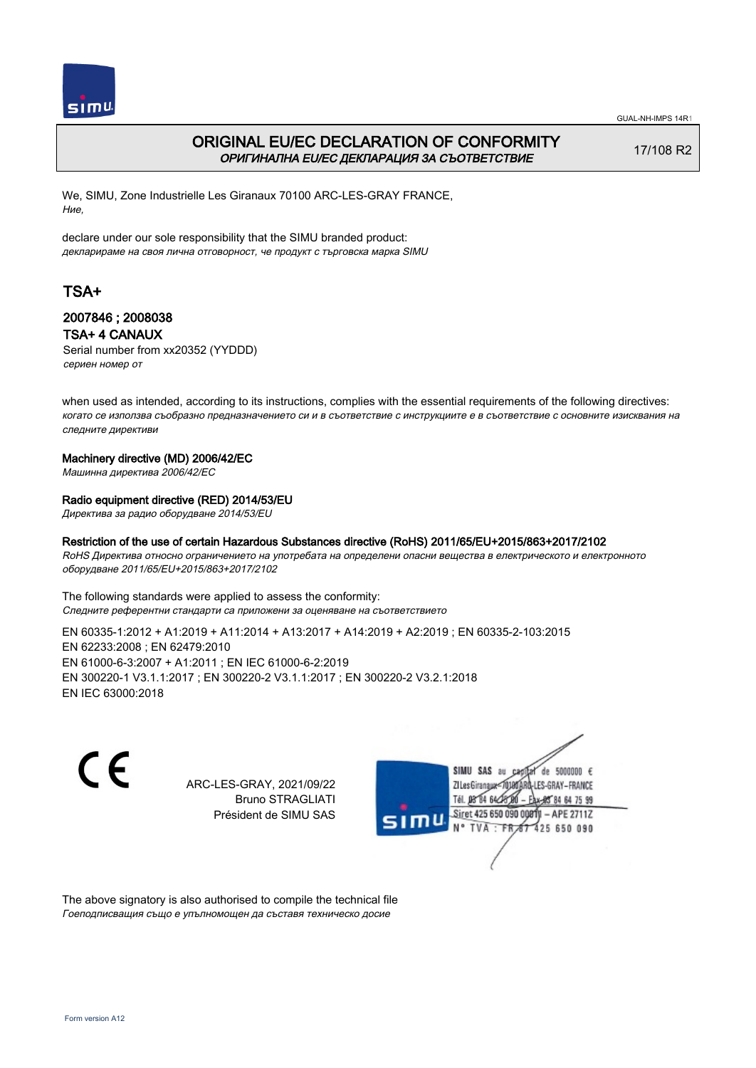# ORIGINAL EU/EC DECLARATION OF CONFORMITY
*ОРИГИНАЛНА EU/EC ДЕКЛАРАЦИЯ ЗА СЪОТВЕТСТВИЕ*

17/108 R2

We, SIMU, Zone Industrielle Les Giranaux 70100 ARC-LES-GRAY FRANCE,
*Ние,*

declare under our sole responsibility that the SIMU branded product:
*декларираме на своя лична отговорност, че продукт с търговска марка SIMU*

## TSA+

### 2007846 ; 2008038
### TSA+ 4 CANAUX

Serial number from xx20352 (YYDDD)
*сериен номер от*

when used as intended, according to its instructions, complies with the essential requirements of the following directives:
*когато се използва съобразно предназначението си и в съответствие с инструкциите е в съответствие с основните изисквания на следните директиви*

**Machinery directive (MD) 2006/42/EC**
*Машинна директива 2006/42/EC*

**Radio equipment directive (RED) 2014/53/EU**
*Директива за радио оборудване 2014/53/EU*

**Restriction of the use of certain Hazardous Substances directive (RoHS) 2011/65/EU+2015/863+2017/2102**
*RoHS Директива относно ограничението на употребата на определени опасни вещества в електрическото и електронното оборудване 2011/65/EU+2015/863+2017/2102*

The following standards were applied to assess the conformity:
*Следните референтни стандарти са приложени за оценяване на съответствието*

EN 60335-1:2012 + A1:2019 + A11:2014 + A13:2017 + A14:2019 + A2:2019 ; EN 60335-2-103:2015
EN 62233:2008 ; EN 62479:2010
EN 61000-6-3:2007 + A1:2011 ; EN IEC 61000-6-2:2019
EN 300220-1 V3.1.1:2017 ; EN 300220-2 V3.1.1:2017 ; EN 300220-2 V3.2.1:2018
EN IEC 63000:2018

ARC-LES-GRAY, 2021/09/22
Bruno STRAGLIATI
Président de SIMU SAS

SIMU SAS au capital de 5000000 €
ZI Les Giranaux 70100 ARC-LES-GRAY-FRANCE
Tél. 03 84 64 75 00 – Fax 03 84 64 75 99
Siret 425 650 090 00011 – APE 2711Z
N° TVA : FR 87 425 650 090

The above signatory is also authorised to compile the technical file
*Гоеподписващия също е упълномощен да съставя техническо досие*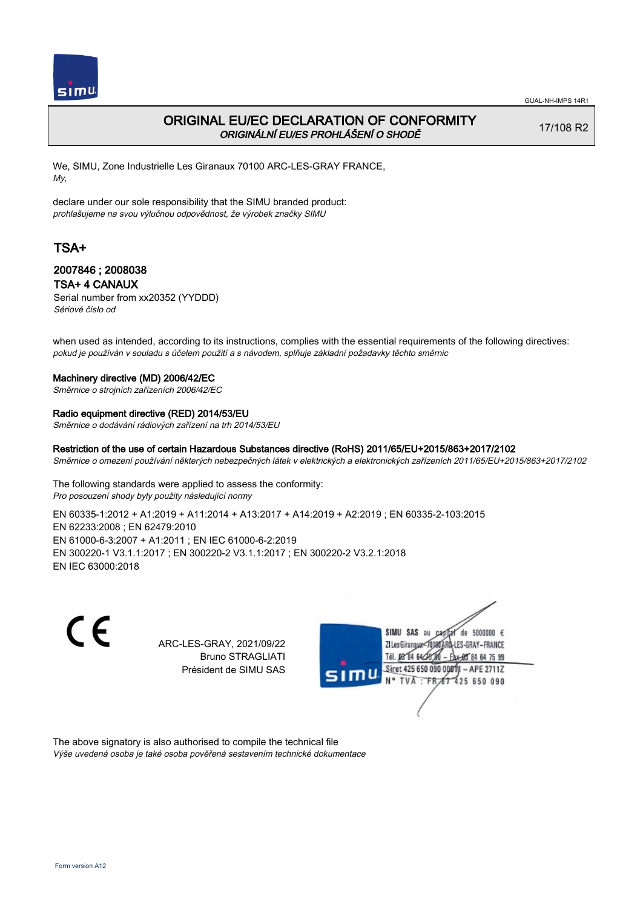GUAL-NH-IMPS 14R1

# ORIGINAL EU/EC DECLARATION OF CONFORMITY
*ORIGINÁLNÍ EU/ES PROHLÁŠENÍ O SHODĚ*

17/108 R2

We, SIMU, Zone Industrielle Les Giranaux 70100 ARC-LES-GRAY FRANCE,
*My,*

declare under our sole responsibility that the SIMU branded product:
*prohlašujeme na svou výlučnou odpovědnost, že výrobek značky SIMU*

## TSA+

### 2007846 ; 2008038
### TSA+ 4 CANAUX

Serial number from xx20352 (YYDDD)
*Sériové číslo od*

when used as intended, according to its instructions, complies with the essential requirements of the following directives:
*pokud je používán v souladu s účelem použití a s návodem, splňuje základní požadavky těchto směrnic*

**Machinery directive (MD) 2006/42/EC**
*Směrnice o strojních zařízeních 2006/42/EC*

**Radio equipment directive (RED) 2014/53/EU**
*Směrnice o dodávání rádiových zařízení na trh 2014/53/EU*

**Restriction of the use of certain Hazardous Substances directive (RoHS) 2011/65/EU+2015/863+2017/2102**
*Směrnice o omezení používání některých nebezpečných látek v elektrických a elektronických zařízeních 2011/65/EU+2015/863+2017/2102*

The following standards were applied to assess the conformity:
*Pro posouzení shody byly použity následující normy*

EN 60335-1:2012 + A1:2019 + A11:2014 + A13:2017 + A14:2019 + A2:2019 ; EN 60335-2-103:2015
EN 62233:2008 ; EN 62479:2010
EN 61000-6-3:2007 + A1:2011 ; EN IEC 61000-6-2:2019
EN 300220-1 V3.1.1:2017 ; EN 300220-2 V3.1.1:2017 ; EN 300220-2 V3.2.1:2018
EN IEC 63000:2018

CE

ARC-LES-GRAY, 2021/09/22
Bruno STRAGLIATI
Président de SIMU SAS

SIMU SAS au capital de 5000000 €
ZI Les Giranaux 70100 ARC-LES-GRAY-FRANCE
Tél. 03 84 64 75 00 – Fax 03 84 64 75 99
Siret 425 650 090 00011 – APE 2711Z
N° TVA : FR 87 425 650 090

The above signatory is also authorised to compile the technical file
*Výše uvedená osoba je také osoba pověřená sestavením technické dokumentace*

Form version A12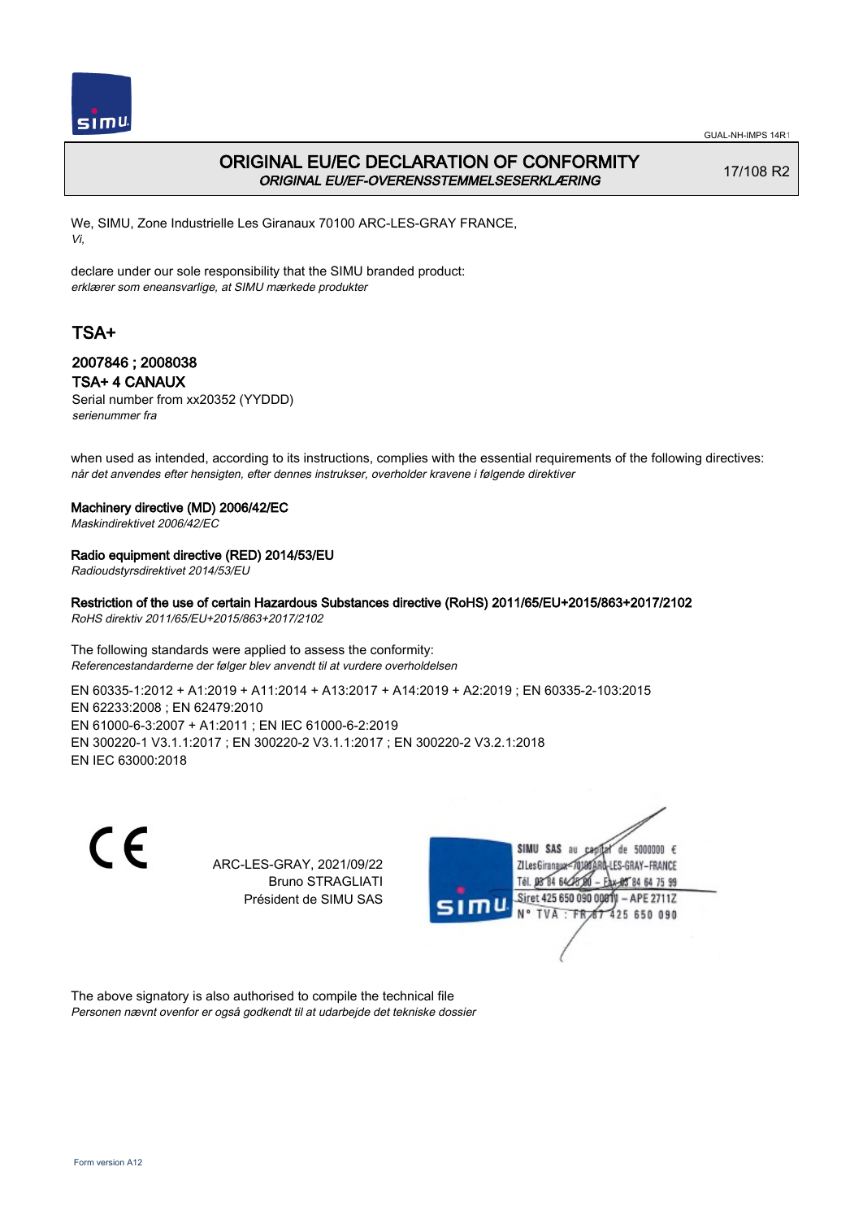# ORIGINAL EU/EC DECLARATION OF CONFORMITY

*ORIGINAL EU/EF-OVERENSSTEMMELSESERKLÆRING*

17/108 R2

We, SIMU, Zone Industrielle Les Giranaux 70100 ARC-LES-GRAY FRANCE,
*Vi,*

declare under our sole responsibility that the SIMU branded product:
*erklærer som eneansvarlige, at SIMU mærkede produkter*

## TSA+

### 2007846 ; 2008038

### TSA+ 4 CANAUX

Serial number from xx20352 (YYDDD)
*serienummer fra*

when used as intended, according to its instructions, complies with the essential requirements of the following directives:
*når det anvendes efter hensigten, efter dennes instrukser, overholder kravene i følgende direktiver*

**Machinery directive (MD) 2006/42/EC**
*Maskindirektivet 2006/42/EC*

**Radio equipment directive (RED) 2014/53/EU**
*Radioudstyrsdirektivet 2014/53/EU*

**Restriction of the use of certain Hazardous Substances directive (RoHS) 2011/65/EU+2015/863+2017/2102**
*RoHS direktiv 2011/65/EU+2015/863+2017/2102*

The following standards were applied to assess the conformity:
*Referencestandarderne der følger blev anvendt til at vurdere overholdelsen*

EN 60335-1:2012 + A1:2019 + A11:2014 + A13:2017 + A14:2019 + A2:2019 ; EN 60335-2-103:2015
EN 62233:2008 ; EN 62479:2010
EN 61000-6-3:2007 + A1:2011 ; EN IEC 61000-6-2:2019
EN 300220-1 V3.1.1:2017 ; EN 300220-2 V3.1.1:2017 ; EN 300220-2 V3.2.1:2018
EN IEC 63000:2018

CE

ARC-LES-GRAY, 2021/09/22
Bruno STRAGLIATI
Président de SIMU SAS

SIMU SAS au capital de 5000000 €
ZI Les Giranaux 70100 ARC-LES-GRAY-FRANCE
Tél. 03 84 64 75 00 – Fax 03 84 64 75 99
Siret 425 650 090 00011 – APE 2711Z
N° TVA : FR 87 425 650 090

The above signatory is also authorised to compile the technical file
*Personen nævnt ovenfor er også godkendt til at udarbejde det tekniske dossier*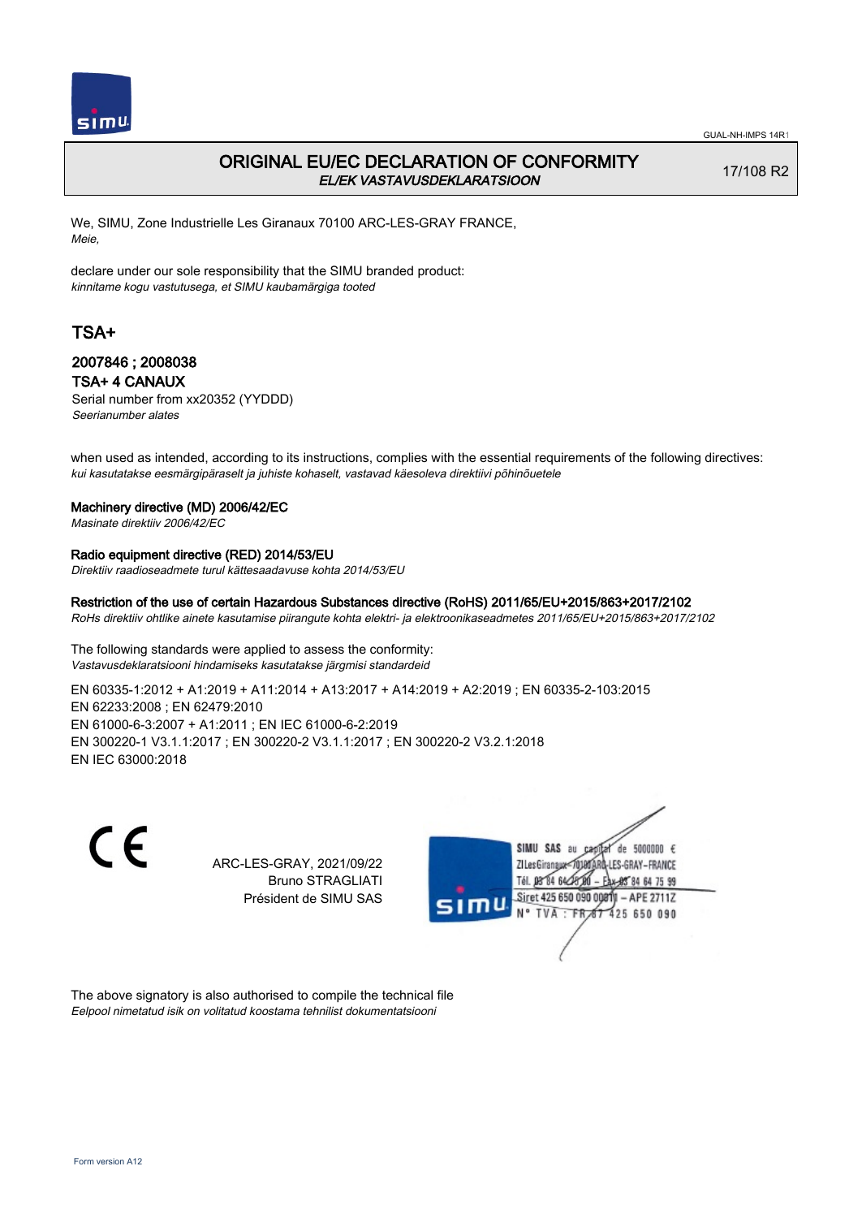# ORIGINAL EU/EC DECLARATION OF CONFORMITY

*EL/EK VASTAVUSDEKLARATSIOON*

17/108 R2

We, SIMU, Zone Industrielle Les Giranaux 70100 ARC-LES-GRAY FRANCE,
*Meie,*

declare under our sole responsibility that the SIMU branded product:
*kinnitame kogu vastutusega, et SIMU kaubamärgiga tooted*

## TSA+

### 2007846 ; 2008038

### TSA+ 4 CANAUX

Serial number from xx20352 (YYDDD)
*Seerianumber alates*

when used as intended, according to its instructions, complies with the essential requirements of the following directives:
*kui kasutatakse eesmärgipäraselt ja juhiste kohaselt, vastavad käesoleva direktiivi põhinõuetele*

**Machinery directive (MD) 2006/42/EC**
*Masinate direktiiv 2006/42/EC*

**Radio equipment directive (RED) 2014/53/EU**
*Direktiiv raadioseadmete turul kättesaadavuse kohta 2014/53/EU*

**Restriction of the use of certain Hazardous Substances directive (RoHS) 2011/65/EU+2015/863+2017/2102**
*RoHs direktiiv ohtlike ainete kasutamise piirangute kohta elektri- ja elektroonikaseadmetes 2011/65/EU+2015/863+2017/2102*

The following standards were applied to assess the conformity:
*Vastavusdeklaratsiooni hindamiseks kasutatakse järgmisi standardeid*

EN 60335-1:2012 + A1:2019 + A11:2014 + A13:2017 + A14:2019 + A2:2019 ; EN 60335-2-103:2015
EN 62233:2008 ; EN 62479:2010
EN 61000-6-3:2007 + A1:2011 ; EN IEC 61000-6-2:2019
EN 300220-1 V3.1.1:2017 ; EN 300220-2 V3.1.1:2017 ; EN 300220-2 V3.2.1:2018
EN IEC 63000:2018

ARC-LES-GRAY, 2021/09/22
Bruno STRAGLIATI
Président de SIMU SAS

SIMU SAS au capital de 5000000 €
ZI Les Giranaux 70100 ARC-LES-GRAY-FRANCE
Tél. 03 84 64 75 00 – Fax 03 84 64 75 99
Siret 425 650 090 00011 – APE 2711Z
N° TVA : FR 67 425 650 090

The above signatory is also authorised to compile the technical file
*Eelpool nimetatud isik on volitatud koostama tehnilist dokumentatsiooni*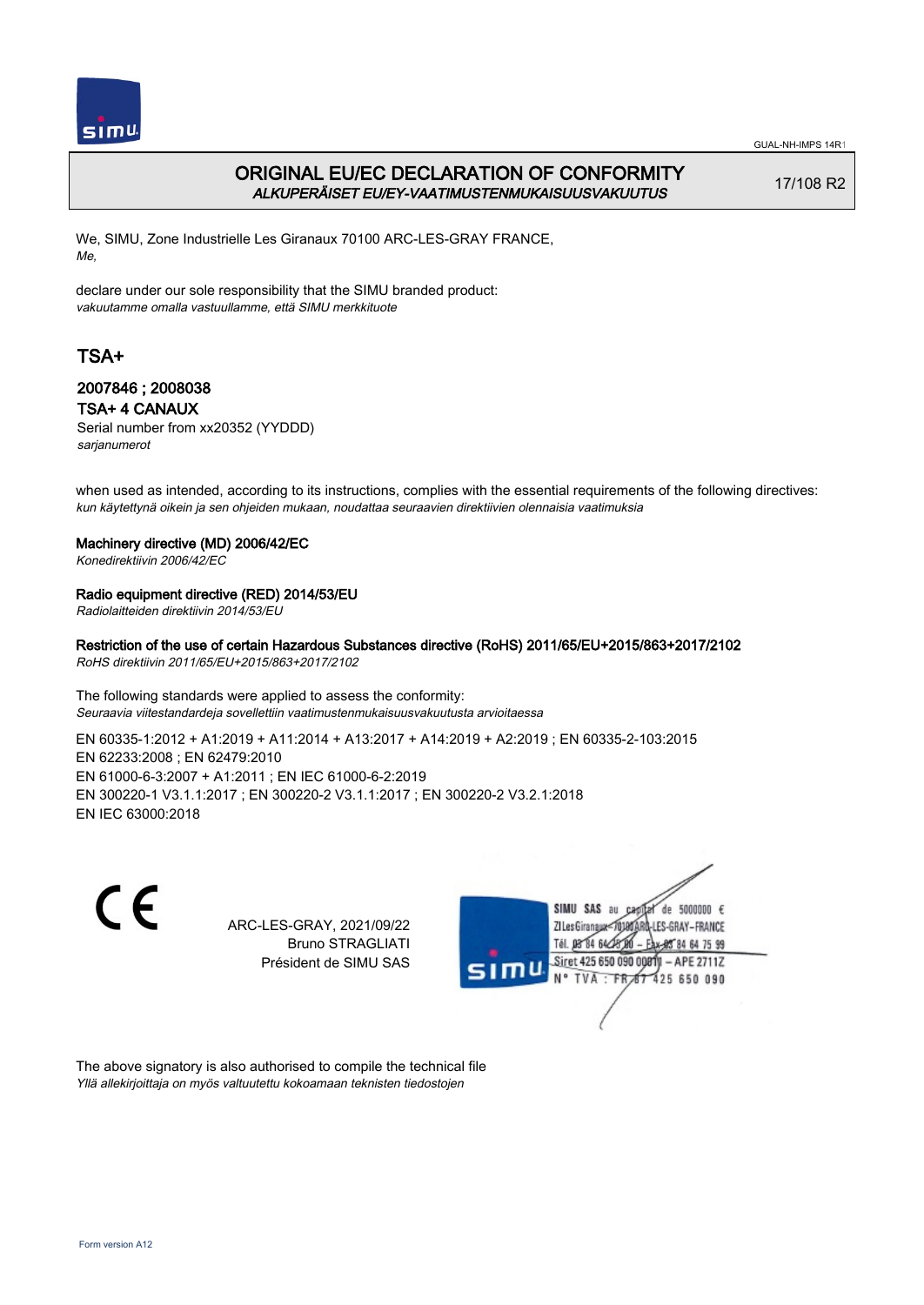GUAL-NH-IMPS 14R1

# ORIGINAL EU/EC DECLARATION OF CONFORMITY
*ALKUPERÄISET EU/EY-VAATIMUSTENMUKAISUUSVAKUUTUS*

17/108 R2

We, SIMU, Zone Industrielle Les Giranaux 70100 ARC-LES-GRAY FRANCE,
*Me,*

declare under our sole responsibility that the SIMU branded product:
*vakuutamme omalla vastuullamme, että SIMU merkkituote*

## TSA+

### 2007846 ; 2008038
### TSA+ 4 CANAUX

Serial number from xx20352 (YYDDD)
*sarjanumerot*

when used as intended, according to its instructions, complies with the essential requirements of the following directives:
*kun käytettynä oikein ja sen ohjeiden mukaan, noudattaa seuraavien direktiivien olennaisia vaatimuksia*

**Machinery directive (MD) 2006/42/EC**
*Konedirektiivin 2006/42/EC*

**Radio equipment directive (RED) 2014/53/EU**
*Radiolaitteiden direktiivin 2014/53/EU*

**Restriction of the use of certain Hazardous Substances directive (RoHS) 2011/65/EU+2015/863+2017/2102**
*RoHS direktiivin 2011/65/EU+2015/863+2017/2102*

The following standards were applied to assess the conformity:
*Seuraavia viitestandardeja sovellettiin vaatimustenmukaisuusvakuutusta arvioitaessa*

EN 60335-1:2012 + A1:2019 + A11:2014 + A13:2017 + A14:2019 + A2:2019 ; EN 60335-2-103:2015
EN 62233:2008 ; EN 62479:2010
EN 61000-6-3:2007 + A1:2011 ; EN IEC 61000-6-2:2019
EN 300220-1 V3.1.1:2017 ; EN 300220-2 V3.1.1:2017 ; EN 300220-2 V3.2.1:2018
EN IEC 63000:2018

CE

ARC-LES-GRAY, 2021/09/22
Bruno STRAGLIATI
Président de SIMU SAS

SIMU SAS au capital de 5000000 €
ZI Les Giranaux 70100 ARC-LES-GRAY-FRANCE
Tél. 03 84 64 75 00 – Fax 03 84 64 75 99
Siret 425 650 090 00011 – APE 2711Z
N° TVA : FR 87 425 650 090

The above signatory is also authorised to compile the technical file
*Yllä allekirjoittaja on myös valtuutettu kokoamaan teknisten tiedostojen*

Form version A12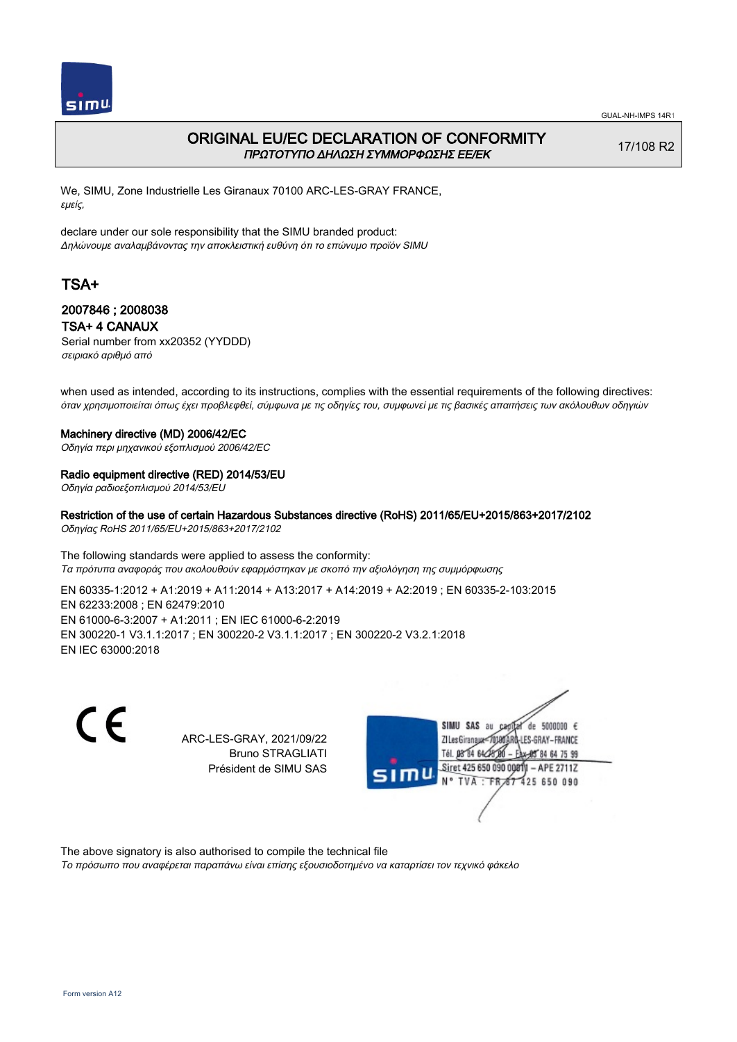# ORIGINAL EU/EC DECLARATION OF CONFORMITY

*ΠΡΩΤΟΤΥΠΟ ΔΗΛΩΣΗ ΣΥΜΜΟΡΦΩΣΗΣ ΕΕ/ΕΚ*

17/108 R2

We, SIMU, Zone Industrielle Les Giranaux 70100 ARC-LES-GRAY FRANCE,
*εμείς,*

declare under our sole responsibility that the SIMU branded product:
*Δηλώνουμε αναλαμβάνοντας την αποκλειστική ευθύνη ότι το επώνυμο προϊόν SIMU*

## TSA+

### 2007846 ; 2008038
### TSA+ 4 CANAUX

Serial number from xx20352 (YYDDD)
*σειριακό αριθμό από*

when used as intended, according to its instructions, complies with the essential requirements of the following directives:
*όταν χρησιμοποιείται όπως έχει προβλεφθεί, σύμφωνα με τις οδηγίες του, συμφωνεί με τις βασικές απαιτήσεις των ακόλουθων οδηγιών*

**Machinery directive (MD) 2006/42/EC**
*Οδηγία περι μηχανικού εξοπλισμού 2006/42/EC*

**Radio equipment directive (RED) 2014/53/EU**
*Οδηγία ραδιοεξοπλισμού 2014/53/EU*

**Restriction of the use of certain Hazardous Substances directive (RoHS) 2011/65/EU+2015/863+2017/2102**
*Οδηγίας RoHS 2011/65/EU+2015/863+2017/2102*

The following standards were applied to assess the conformity:
*Τα πρότυπα αναφοράς που ακολουθούν εφαρμόστηκαν με σκοπό την αξιολόγηση της συμμόρφωσης*

EN 60335-1:2012 + A1:2019 + A11:2014 + A13:2017 + A14:2019 + A2:2019 ; EN 60335-2-103:2015
EN 62233:2008 ; EN 62479:2010
EN 61000-6-3:2007 + A1:2011 ; EN IEC 61000-6-2:2019
EN 300220-1 V3.1.1:2017 ; EN 300220-2 V3.1.1:2017 ; EN 300220-2 V3.2.1:2018
EN IEC 63000:2018

CE

ARC-LES-GRAY, 2021/09/22
Bruno STRAGLIATI
Président de SIMU SAS

SIMU SAS au capital de 5000000 €
ZI Les Giranaux 70100 ARC-LES-GRAY-FRANCE
Tél. 03 84 64 75 00 – Fax 03 84 64 75 99
Siret 425 650 090 00011 – APE 2711Z
N° TVA : FR 67 425 650 090

The above signatory is also authorised to compile the technical file
*Το πρόσωπο που αναφέρεται παραπάνω είναι επίσης εξουσιοδοτημένο να καταρτίσει τον τεχνικό φάκελο*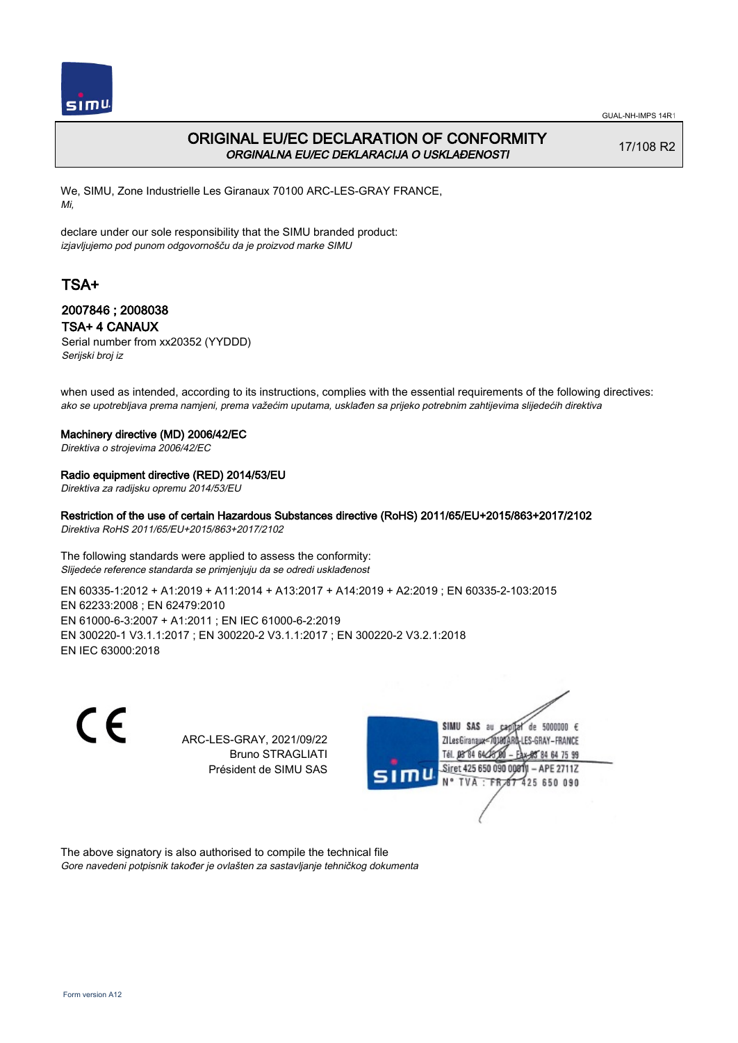# ORIGINAL EU/EC DECLARATION OF CONFORMITY
*ORGINALNA EU/EC DEKLARACIJA O USKLAĐENOSTI*

17/108 R2

We, SIMU, Zone Industrielle Les Giranaux 70100 ARC-LES-GRAY FRANCE,
*Mi,*

declare under our sole responsibility that the SIMU branded product:
*izjavljujemo pod punom odgovornošču da je proizvod marke SIMU*

## TSA+

### 2007846 ; 2008038
### TSA+ 4 CANAUX

Serial number from xx20352 (YYDDD)
*Serijski broj iz*

when used as intended, according to its instructions, complies with the essential requirements of the following directives:
*ako se upotrebljava prema namjeni, prema važećim uputama, usklađen sa prijeko potrebnim zahtijevima slijedećih direktiva*

**Machinery directive (MD) 2006/42/EC**
*Direktiva o strojevima 2006/42/EC*

**Radio equipment directive (RED) 2014/53/EU**
*Direktiva za radijsku opremu 2014/53/EU*

**Restriction of the use of certain Hazardous Substances directive (RoHS) 2011/65/EU+2015/863+2017/2102**
*Direktiva RoHS 2011/65/EU+2015/863+2017/2102*

The following standards were applied to assess the conformity:
*Slijedeće reference standarda se primjenjuju da se odredi usklađenost*

EN 60335-1:2012 + A1:2019 + A11:2014 + A13:2017 + A14:2019 + A2:2019 ; EN 60335-2-103:2015
EN 62233:2008 ; EN 62479:2010
EN 61000-6-3:2007 + A1:2011 ; EN IEC 61000-6-2:2019
EN 300220-1 V3.1.1:2017 ; EN 300220-2 V3.1.1:2017 ; EN 300220-2 V3.2.1:2018
EN IEC 63000:2018

CE

ARC-LES-GRAY, 2021/09/22
Bruno STRAGLIATI
Président de SIMU SAS

SIMU SAS au capital de 5000000 €
ZI Les Giranaux 70100 ARC-LES-GRAY-FRANCE
Tél. 03 84 64 75 00 – Fax 03 84 64 75 99
Siret 425 650 090 00011 – APE 2711Z
N° TVA : FR 87 425 650 090

The above signatory is also authorised to compile the technical file
*Gore navedeni potpisnik također je ovlašten za sastavljanje tehničkog dokumenta*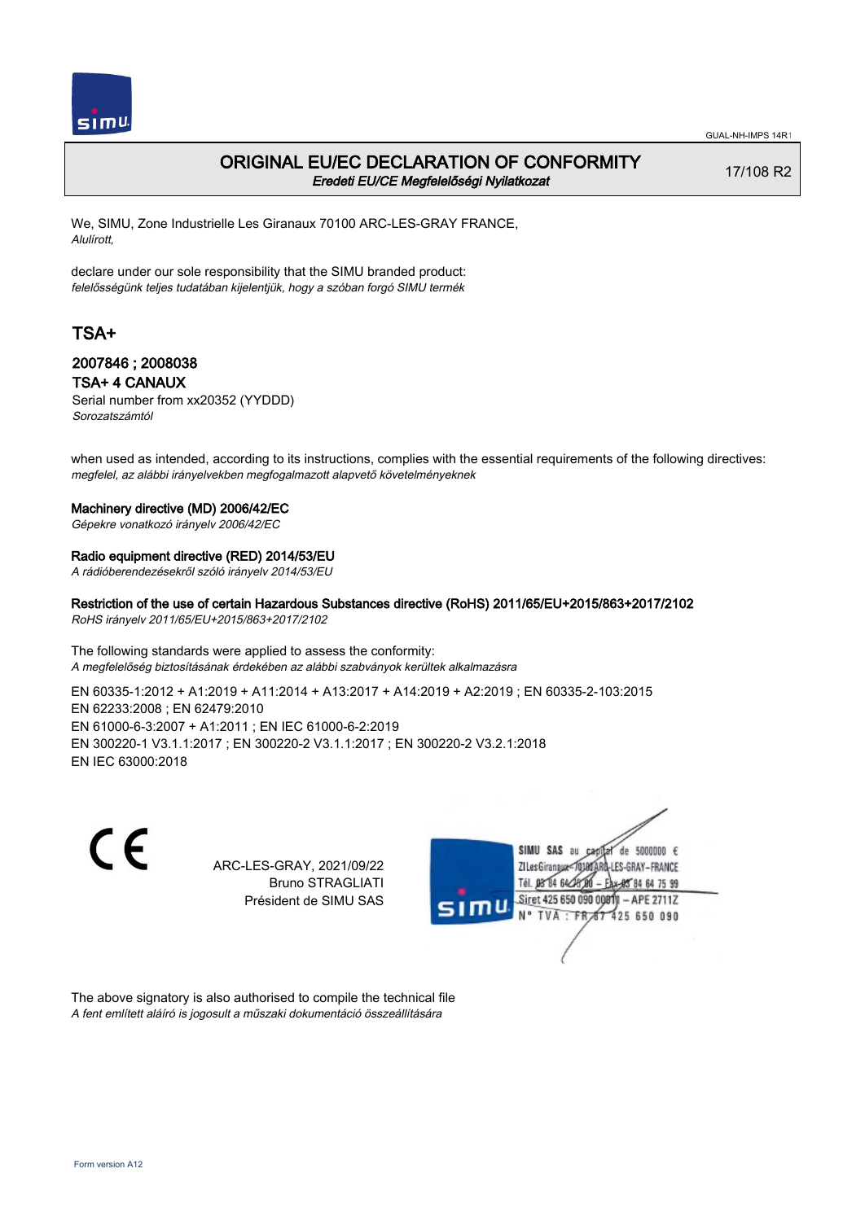GUAL-NH-IMPS 14R1

# ORIGINAL EU/EC DECLARATION OF CONFORMITY

*Eredeti EU/CE Megfelelőségi Nyilatkozat*

17/108 R2

We, SIMU, Zone Industrielle Les Giranaux 70100 ARC-LES-GRAY FRANCE,
*Alulírott,*

declare under our sole responsibility that the SIMU branded product:
*felelősségünk teljes tudatában kijelentjük, hogy a szóban forgó SIMU termék*

## TSA+

### 2007846 ; 2008038

### TSA+ 4 CANAUX

Serial number from xx20352 (YYDDD)
*Sorozatszámtól*

when used as intended, according to its instructions, complies with the essential requirements of the following directives:
*megfelel, az alábbi irányelvekben megfogalmazott alapvető követelményeknek*

**Machinery directive (MD) 2006/42/EC**
*Gépekre vonatkozó irányelv 2006/42/EC*

**Radio equipment directive (RED) 2014/53/EU**
*A rádióberendezésekről szóló irányelv 2014/53/EU*

**Restriction of the use of certain Hazardous Substances directive (RoHS) 2011/65/EU+2015/863+2017/2102**
*RoHS irányelv 2011/65/EU+2015/863+2017/2102*

The following standards were applied to assess the conformity:
*A megfelelőség biztosításának érdekében az alábbi szabványok kerültek alkalmazásra*

EN 60335-1:2012 + A1:2019 + A11:2014 + A13:2017 + A14:2019 + A2:2019 ; EN 60335-2-103:2015
EN 62233:2008 ; EN 62479:2010
EN 61000-6-3:2007 + A1:2011 ; EN IEC 61000-6-2:2019
EN 300220-1 V3.1.1:2017 ; EN 300220-2 V3.1.1:2017 ; EN 300220-2 V3.2.1:2018
EN IEC 63000:2018

CE

ARC-LES-GRAY, 2021/09/22
Bruno STRAGLIATI
Président de SIMU SAS

SIMU SAS au capital de 5000000 €
ZI Les Giranaux 70100 ARC-LES-GRAY-FRANCE
Tél. 03 84 64 75 00 – Fax 03 84 64 75 99
Siret 425 650 090 00011 – APE 2711Z
N° TVA : FR 87 425 650 090

The above signatory is also authorised to compile the technical file
*A fent említett aláíró is jogosult a műszaki dokumentáció összeállítására*

Form version A12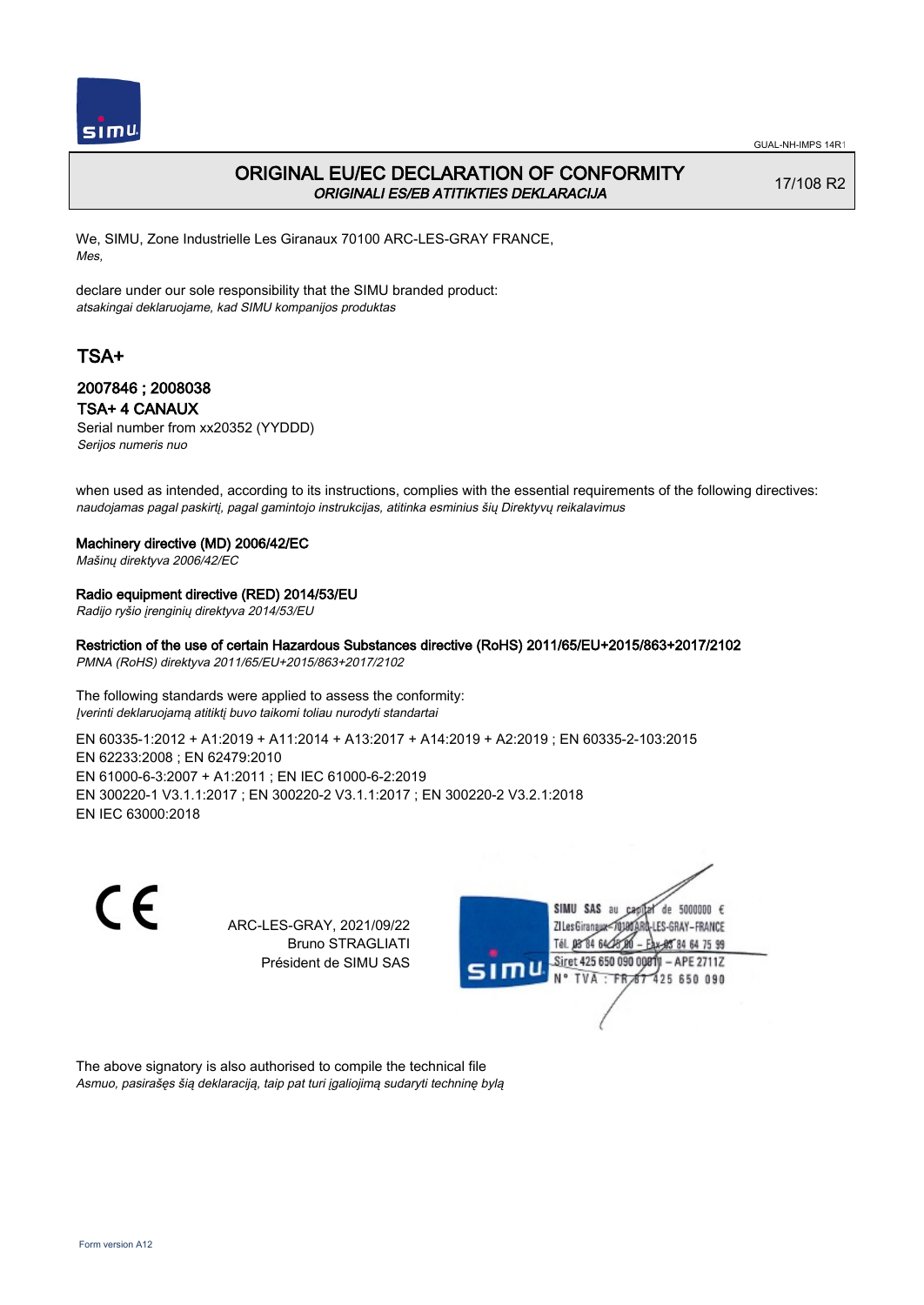GUAL-NH-IMPS 14R1

# ORIGINAL EU/EC DECLARATION OF CONFORMITY
*ORIGINALI ES/EB ATITIKTIES DEKLARACIJA*

17/108 R2

We, SIMU, Zone Industrielle Les Giranaux 70100 ARC-LES-GRAY FRANCE,
*Mes,*

declare under our sole responsibility that the SIMU branded product:
*atsakingai deklaruojame, kad SIMU kompanijos produktas*

## TSA+

### 2007846 ; 2008038
### TSA+ 4 CANAUX

Serial number from xx20352 (YYDDD)
*Serijos numeris nuo*

when used as intended, according to its instructions, complies with the essential requirements of the following directives:
*naudojamas pagal paskirtį, pagal gamintojo instrukcijas, atitinka esminius šių Direktyvų reikalavimus*

**Machinery directive (MD) 2006/42/EC**
*Mašinų direktyva 2006/42/EC*

**Radio equipment directive (RED) 2014/53/EU**
*Radijo ryšio įrenginių direktyva 2014/53/EU*

**Restriction of the use of certain Hazardous Substances directive (RoHS) 2011/65/EU+2015/863+2017/2102**
*PMNA (RoHS) direktyva 2011/65/EU+2015/863+2017/2102*

The following standards were applied to assess the conformity:
*Įverinti deklaruojamą atitiktį buvo taikomi toliau nurodyti standartai*

EN 60335-1:2012 + A1:2019 + A11:2014 + A13:2017 + A14:2019 + A2:2019 ; EN 60335-2-103:2015
EN 62233:2008 ; EN 62479:2010
EN 61000-6-3:2007 + A1:2011 ; EN IEC 61000-6-2:2019
EN 300220-1 V3.1.1:2017 ; EN 300220-2 V3.1.1:2017 ; EN 300220-2 V3.2.1:2018
EN IEC 63000:2018

ARC-LES-GRAY, 2021/09/22
Bruno STRAGLIATI
Président de SIMU SAS

SIMU SAS au capital de 5000000 €
ZI Les Giranaux 70100 ARC-LES-GRAY-FRANCE
Tél. 03 84 64 75 00 – Fax 03 84 64 75 99
Siret 425 650 090 00011 – APE 2711Z
N° TVA : FR 87 425 650 090

The above signatory is also authorised to compile the technical file
*Asmuo, pasirašęs šią deklaraciją, taip pat turi įgaliojimą sudaryti techninę bylą*

Form version A12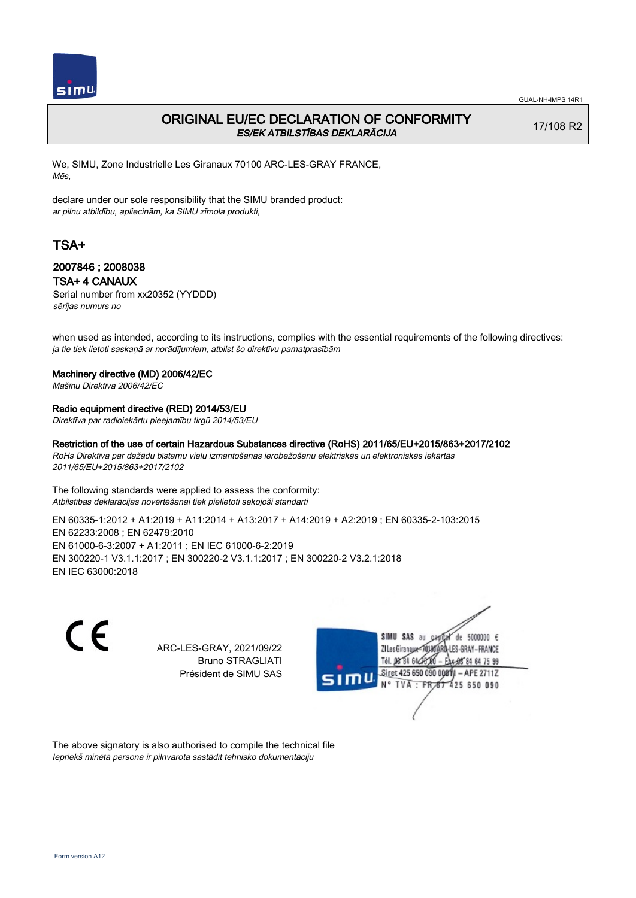GUAL-NH-IMPS 14R1

# ORIGINAL EU/EC DECLARATION OF CONFORMITY
*ES/EK ATBILSTĪBAS DEKLARĀCIJA*

17/108 R2

We, SIMU, Zone Industrielle Les Giranaux 70100 ARC-LES-GRAY FRANCE,
*Mēs,*

declare under our sole responsibility that the SIMU branded product:
*ar pilnu atbildību, apliecinām, ka SIMU zīmola produkti,*

## TSA+

### 2007846 ; 2008038
### TSA+ 4 CANAUX

Serial number from xx20352 (YYDDD)
*sērijas numurs no*

when used as intended, according to its instructions, complies with the essential requirements of the following directives:
*ja tie tiek lietoti saskaņā ar norādījumiem, atbilst šo direktīvu pamatprasībām*

**Machinery directive (MD) 2006/42/EC**
*Mašīnu Direktīva 2006/42/EC*

**Radio equipment directive (RED) 2014/53/EU**
*Direktīva par radioiekārtu pieejamību tirgū 2014/53/EU*

**Restriction of the use of certain Hazardous Substances directive (RoHS) 2011/65/EU+2015/863+2017/2102**
*RoHs Direktīva par dažādu bīstamu vielu izmantošanas ierobežošanu elektriskās un elektroniskās iekārtās 2011/65/EU+2015/863+2017/2102*

The following standards were applied to assess the conformity:
*Atbilstības deklarācijas novērtēšanai tiek pielietoti sekojoši standarti*

EN 60335-1:2012 + A1:2019 + A11:2014 + A13:2017 + A14:2019 + A2:2019 ; EN 60335-2-103:2015
EN 62233:2008 ; EN 62479:2010
EN 61000-6-3:2007 + A1:2011 ; EN IEC 61000-6-2:2019
EN 300220-1 V3.1.1:2017 ; EN 300220-2 V3.1.1:2017 ; EN 300220-2 V3.2.1:2018
EN IEC 63000:2018

CE

ARC-LES-GRAY, 2021/09/22
Bruno STRAGLIATI
Président de SIMU SAS

SIMU SAS au capital de 5000000 €
ZI Les Giranaux 70100 ARC-LES-GRAY-FRANCE
Tél. 03 84 64 78 00 – Fax 03 84 64 75 99
Siret 425 650 090 00811 – APE 2711Z
N° TVA : FR 87 425 650 090

The above signatory is also authorised to compile the technical file
*Iepriekš minētā persona ir pilnvarota sastādīt tehnisko dokumentāciju*

Form version A12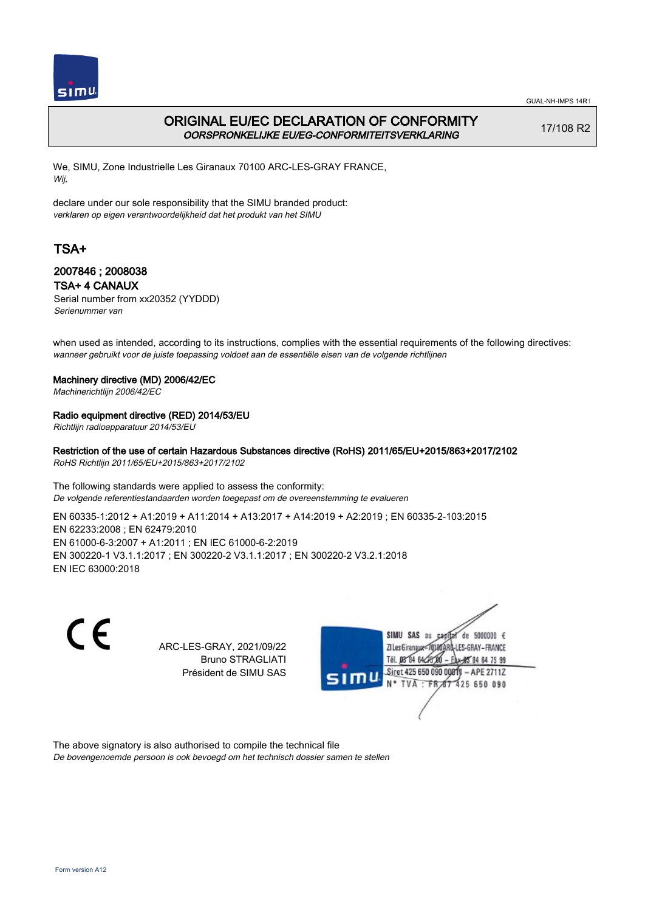# ORIGINAL EU/EC DECLARATION OF CONFORMITY
*OORSPRONKELIJKE EU/EG-CONFORMITEITSVERKLARING*

17/108 R2

We, SIMU, Zone Industrielle Les Giranaux 70100 ARC-LES-GRAY FRANCE,
*Wij,*

declare under our sole responsibility that the SIMU branded product:
*verklaren op eigen verantwoordelijkheid dat het produkt van het SIMU*

## TSA+

### 2007846 ; 2008038
### TSA+ 4 CANAUX

Serial number from xx20352 (YYDDD)
*Serienummer van*

when used as intended, according to its instructions, complies with the essential requirements of the following directives:
*wanneer gebruikt voor de juiste toepassing voldoet aan de essentiële eisen van de volgende richtlijnen*

**Machinery directive (MD) 2006/42/EC**
*Machinerichtlijn 2006/42/EC*

**Radio equipment directive (RED) 2014/53/EU**
*Richtlijn radioapparatuur 2014/53/EU*

**Restriction of the use of certain Hazardous Substances directive (RoHS) 2011/65/EU+2015/863+2017/2102**
*RoHS Richtlijn 2011/65/EU+2015/863+2017/2102*

The following standards were applied to assess the conformity:
*De volgende referentiestandaarden worden toegepast om de overeenstemming te evalueren*

EN 60335-1:2012 + A1:2019 + A11:2014 + A13:2017 + A14:2019 + A2:2019 ; EN 60335-2-103:2015
EN 62233:2008 ; EN 62479:2010
EN 61000-6-3:2007 + A1:2011 ; EN IEC 61000-6-2:2019
EN 300220-1 V3.1.1:2017 ; EN 300220-2 V3.1.1:2017 ; EN 300220-2 V3.2.1:2018
EN IEC 63000:2018

CE

ARC-LES-GRAY, 2021/09/22
Bruno STRAGLIATI
Président de SIMU SAS

SIMU SAS au capital de 5000000 €
ZI Les Giranaux 70100 ARC-LES-GRAY-FRANCE
Tél. 03 84 64 75 00 – Fax 03 84 64 75 99
Siret 425 650 090 00011 – APE 2711Z
N° TVA : FR 67 425 650 090

The above signatory is also authorised to compile the technical file
*De bovengenoemde persoon is ook bevoegd om het technisch dossier samen te stellen*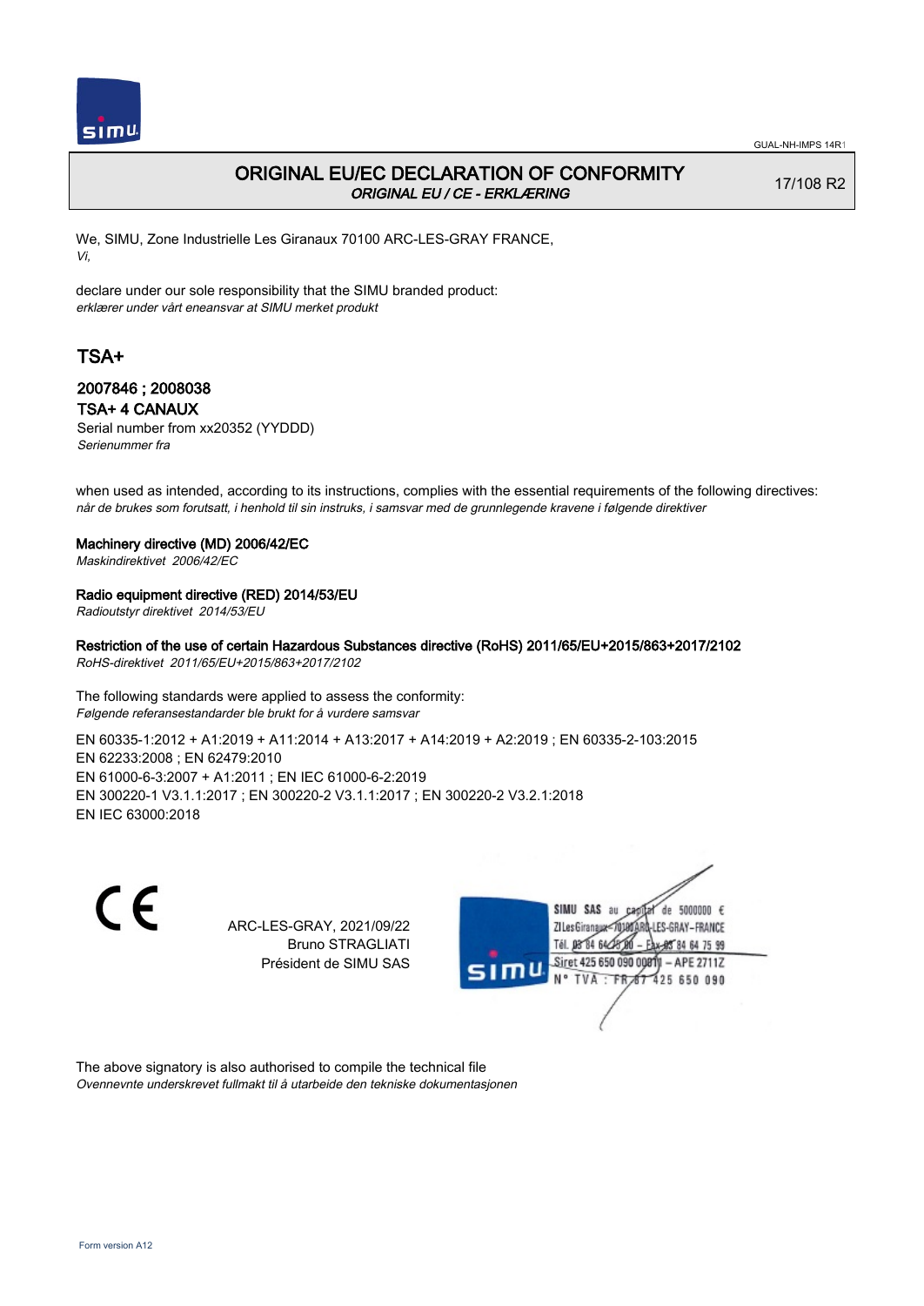GUAL-NH-IMPS 14R1

# ORIGINAL EU/EC DECLARATION OF CONFORMITY
*ORIGINAL EU / CE - ERKLÆRING*

17/108 R2

We, SIMU, Zone Industrielle Les Giranaux 70100 ARC-LES-GRAY FRANCE,
*Vi,*

declare under our sole responsibility that the SIMU branded product:
*erklærer under vårt eneansvar at SIMU merket produkt*

## TSA+

### 2007846 ; 2008038
### TSA+ 4 CANAUX

Serial number from xx20352 (YYDDD)
*Serienummer fra*

when used as intended, according to its instructions, complies with the essential requirements of the following directives:
*når de brukes som forutsatt, i henhold til sin instruks, i samsvar med de grunnlegende kravene i følgende direktiver*

**Machinery directive (MD) 2006/42/EC**
*Maskindirektivet 2006/42/EC*

**Radio equipment directive (RED) 2014/53/EU**
*Radioutstyr direktivet 2014/53/EU*

**Restriction of the use of certain Hazardous Substances directive (RoHS) 2011/65/EU+2015/863+2017/2102**
*RoHS-direktivet 2011/65/EU+2015/863+2017/2102*

The following standards were applied to assess the conformity:
*Følgende referansestandarder ble brukt for å vurdere samsvar*

EN 60335-1:2012 + A1:2019 + A11:2014 + A13:2017 + A14:2019 + A2:2019 ; EN 60335-2-103:2015
EN 62233:2008 ; EN 62479:2010
EN 61000-6-3:2007 + A1:2011 ; EN IEC 61000-6-2:2019
EN 300220-1 V3.1.1:2017 ; EN 300220-2 V3.1.1:2017 ; EN 300220-2 V3.2.1:2018
EN IEC 63000:2018

CE

ARC-LES-GRAY, 2021/09/22
Bruno STRAGLIATI
Président de SIMU SAS

SIMU SAS au capital de 5000000 €
ZI Les Giranaux 70100 ARC-LES-GRAY-FRANCE
Tél. 03 84 64 75 00 – Fax 03 84 64 75 99
Siret 425 650 090 00011 – APE 2711Z
N° TVA : FR 87 425 650 090

The above signatory is also authorised to compile the technical file
*Ovennevnte underskrevet fullmakt til å utarbeide den tekniske dokumentasjonen*

Form version A12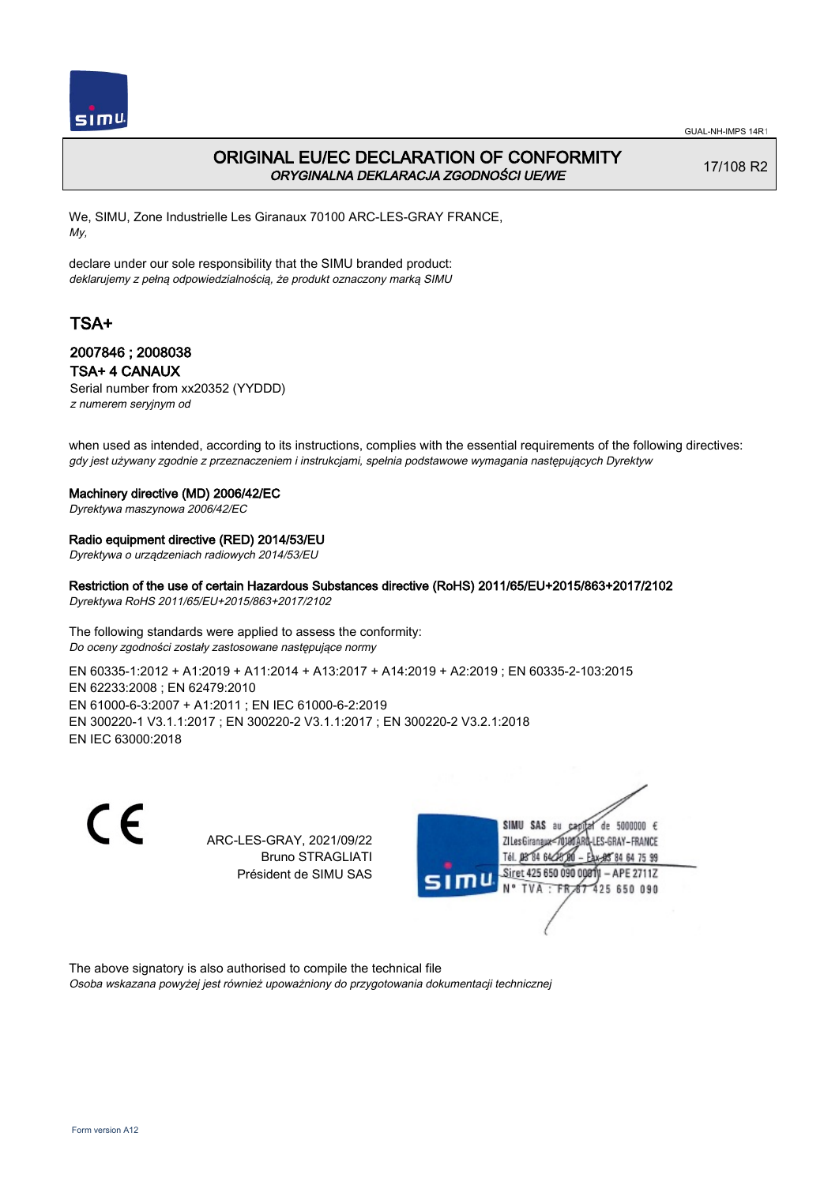GUAL-NH-IMPS 14R1

# ORIGINAL EU/EC DECLARATION OF CONFORMITY
*ORYGINALNA DEKLARACJA ZGODNOŚCI UE/WE*

17/108 R2

We, SIMU, Zone Industrielle Les Giranaux 70100 ARC-LES-GRAY FRANCE,
*My,*

declare under our sole responsibility that the SIMU branded product:
*deklarujemy z pełną odpowiedzialnością, że produkt oznaczony marką SIMU*

## TSA+

### 2007846 ; 2008038
### TSA+ 4 CANAUX

Serial number from xx20352 (YYDDD)
*z numerem seryjnym od*

when used as intended, according to its instructions, complies with the essential requirements of the following directives:
*gdy jest używany zgodnie z przeznaczeniem i instrukcjami, spełnia podstawowe wymagania następujących Dyrektyw*

**Machinery directive (MD) 2006/42/EC**
*Dyrektywa maszynowa 2006/42/EC*

**Radio equipment directive (RED) 2014/53/EU**
*Dyrektywa o urządzeniach radiowych 2014/53/EU*

**Restriction of the use of certain Hazardous Substances directive (RoHS) 2011/65/EU+2015/863+2017/2102**
*Dyrektywa RoHS 2011/65/EU+2015/863+2017/2102*

The following standards were applied to assess the conformity:
*Do oceny zgodności zostały zastosowane następujące normy*

EN 60335-1:2012 + A1:2019 + A11:2014 + A13:2017 + A14:2019 + A2:2019 ; EN 60335-2-103:2015
EN 62233:2008 ; EN 62479:2010
EN 61000-6-3:2007 + A1:2011 ; EN IEC 61000-6-2:2019
EN 300220-1 V3.1.1:2017 ; EN 300220-2 V3.1.1:2017 ; EN 300220-2 V3.2.1:2018
EN IEC 63000:2018

CE

ARC-LES-GRAY, 2021/09/22
Bruno STRAGLIATI
Président de SIMU SAS

SIMU SAS au capital de 5000000 €
ZI Les Giranaux 70100 ARC-LES-GRAY-FRANCE
Tél. 03 84 64 75 00 – Fax 03 84 64 75 99
Siret 425 650 090 00011 – APE 2711Z
N° TVA : FR 87 425 650 090

The above signatory is also authorised to compile the technical file
*Osoba wskazana powyżej jest również upoważniony do przygotowania dokumentacji technicznej*

Form version A12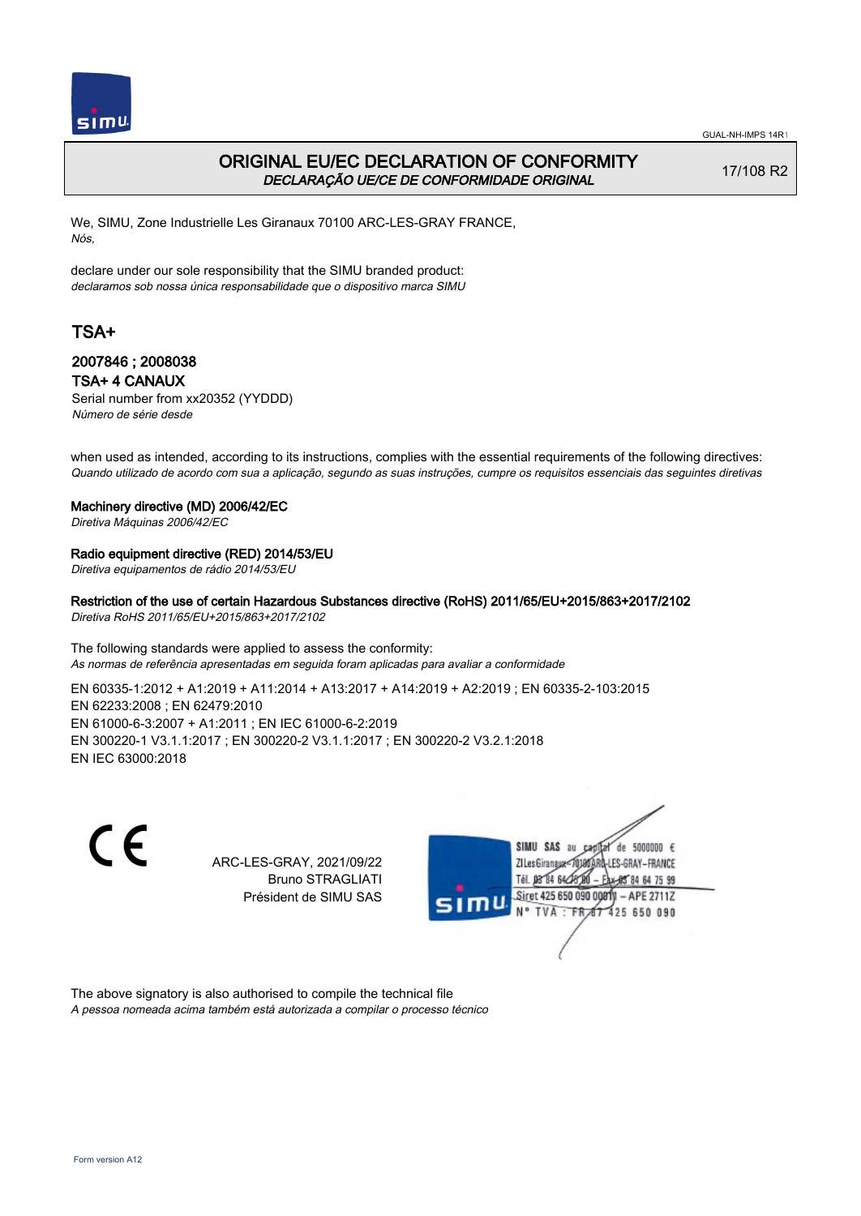# ORIGINAL EU/EC DECLARATION OF CONFORMITY

*DECLARAÇÃO UE/CE DE CONFORMIDADE ORIGINAL*

17/108 R2

We, SIMU, Zone Industrielle Les Giranaux 70100 ARC-LES-GRAY FRANCE,
*Nós,*

declare under our sole responsibility that the SIMU branded product:
*declaramos sob nossa única responsabilidade que o dispositivo marca SIMU*

## TSA+

### 2007846 ; 2008038

### TSA+ 4 CANAUX

Serial number from xx20352 (YYDDD)
*Número de série desde*

when used as intended, according to its instructions, complies with the essential requirements of the following directives:
*Quando utilizado de acordo com sua a aplicação, segundo as suas instruções, cumpre os requisitos essenciais das seguintes diretivas*

**Machinery directive (MD) 2006/42/EC**
*Diretiva Máquinas 2006/42/EC*

**Radio equipment directive (RED) 2014/53/EU**
*Diretiva equipamentos de rádio 2014/53/EU*

**Restriction of the use of certain Hazardous Substances directive (RoHS) 2011/65/EU+2015/863+2017/2102**
*Diretiva RoHS 2011/65/EU+2015/863+2017/2102*

The following standards were applied to assess the conformity:
*As normas de referência apresentadas em seguida foram aplicadas para avaliar a conformidade*

EN 60335-1:2012 + A1:2019 + A11:2014 + A13:2017 + A14:2019 + A2:2019 ; EN 60335-2-103:2015
EN 62233:2008 ; EN 62479:2010
EN 61000-6-3:2007 + A1:2011 ; EN IEC 61000-6-2:2019
EN 300220-1 V3.1.1:2017 ; EN 300220-2 V3.1.1:2017 ; EN 300220-2 V3.2.1:2018
EN IEC 63000:2018

ARC-LES-GRAY, 2021/09/22
Bruno STRAGLIATI
Président de SIMU SAS

SIMU SAS au capital de 5000000 €
ZI Les Giranaux 70100 ARC-LES-GRAY-FRANCE
Tél. 03 84 64 75 00 – Fax 03 84 64 75 99
Siret 425 650 090 00011 – APE 2711Z
N° TVA : FR 87 425 650 090

The above signatory is also authorised to compile the technical file
*A pessoa nomeada acima também está autorizada a compilar o processo técnico*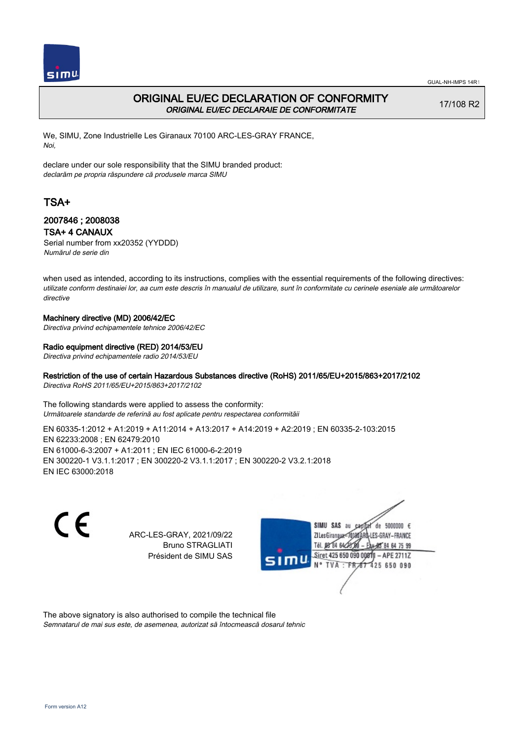GUAL-NH-IMPS 14R1

# ORIGINAL EU/EC DECLARATION OF CONFORMITY

*ORIGINAL EU/EC DECLARAIE DE CONFORMITATE*

17/108 R2

We, SIMU, Zone Industrielle Les Giranaux 70100 ARC-LES-GRAY FRANCE,
*Noi,*

declare under our sole responsibility that the SIMU branded product:
*declarăm pe propria răspundere că produsele marca SIMU*

## TSA+

### 2007846 ; 2008038

### TSA+ 4 CANAUX

Serial number from xx20352 (YYDDD)
*Numărul de serie din*

when used as intended, according to its instructions, complies with the essential requirements of the following directives:
*utilizate conform destinaiei lor, aa cum este descris în manualul de utilizare, sunt în conformitate cu cerinele eseniale ale următoarelor directive*

**Machinery directive (MD) 2006/42/EC**
*Directiva privind echipamentele tehnice 2006/42/EC*

**Radio equipment directive (RED) 2014/53/EU**
*Directiva privind echipamentele radio 2014/53/EU*

**Restriction of the use of certain Hazardous Substances directive (RoHS) 2011/65/EU+2015/863+2017/2102**
*Directiva RoHS 2011/65/EU+2015/863+2017/2102*

The following standards were applied to assess the conformity:
*Următoarele standarde de referină au fost aplicate pentru respectarea conformităii*

EN 60335‑1:2012 + A1:2019 + A11:2014 + A13:2017 + A14:2019 + A2:2019 ; EN 60335‑2‑103:2015
EN 62233:2008 ; EN 62479:2010
EN 61000‑6‑3:2007 + A1:2011 ; EN IEC 61000‑6‑2:2019
EN 300220‑1 V3.1.1:2017 ; EN 300220‑2 V3.1.1:2017 ; EN 300220‑2 V3.2.1:2018
EN IEC 63000:2018

CE

ARC-LES-GRAY, 2021/09/22
Bruno STRAGLIATI
Président de SIMU SAS

SIMU SAS au capital de 5000000 €
ZI Les Giranaux 70100 ARC-LES-GRAY-FRANCE
Tél. 03 84 64 78 00 – Fax 03 84 64 75 99
Siret 425 650 090 00011 – APE 2711Z
N° TVA : FR 87 425 650 090

The above signatory is also authorised to compile the technical file
*Semnatarul de mai sus este, de asemenea, autorizat să întocmească dosarul tehnic*

Form version A12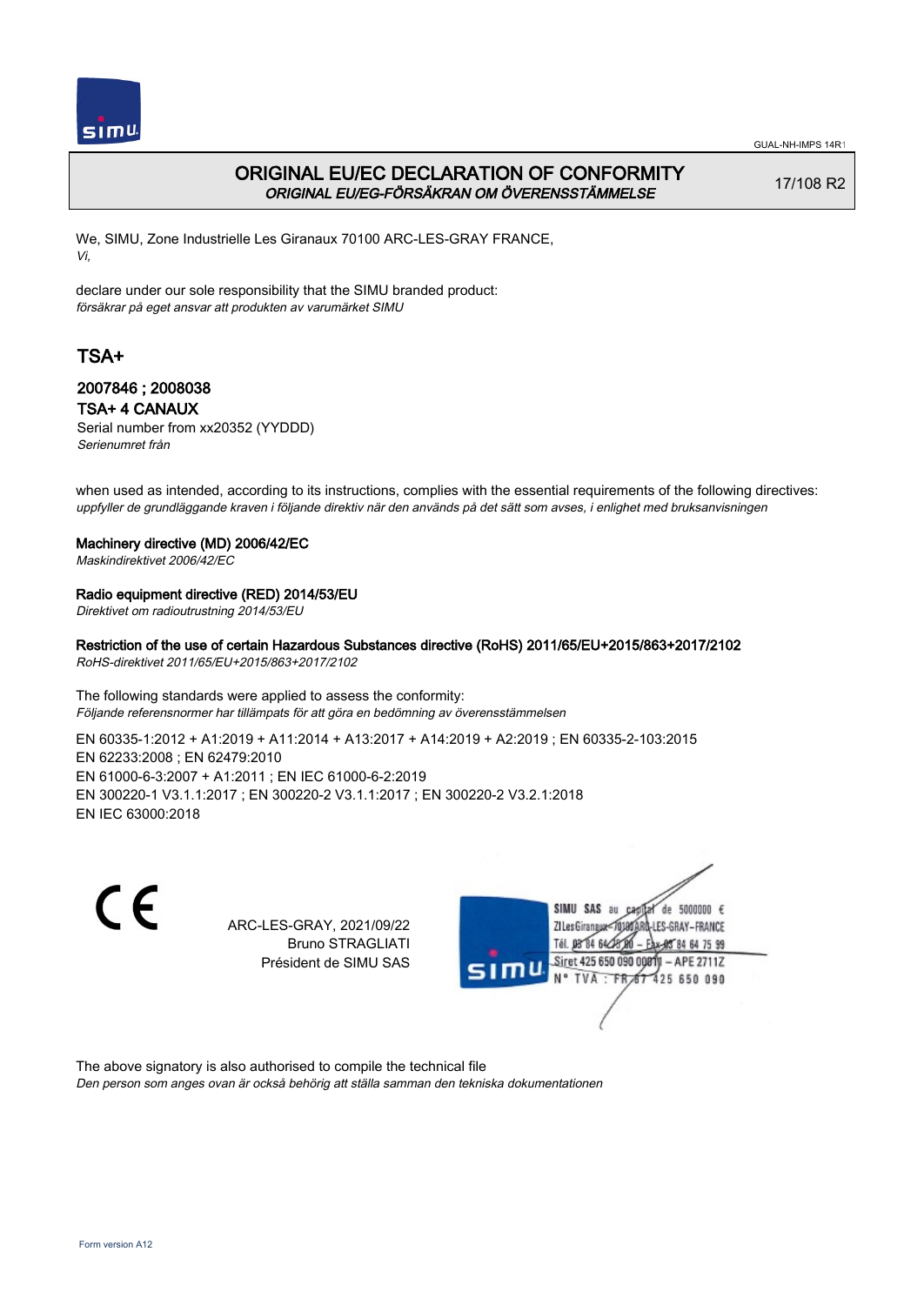GUAL-NH-IMPS 14R1

# ORIGINAL EU/EC DECLARATION OF CONFORMITY
*ORIGINAL EU/EG-FÖRSÄKRAN OM ÖVERENSSTÄMMELSE*

17/108 R2

We, SIMU, Zone Industrielle Les Giranaux 70100 ARC-LES-GRAY FRANCE,
*Vi,*

declare under our sole responsibility that the SIMU branded product:
*försäkrar på eget ansvar att produkten av varumärket SIMU*

## TSA+

### 2007846 ; 2008038
### TSA+ 4 CANAUX

Serial number from xx20352 (YYDDD)
*Serienumret från*

when used as intended, according to its instructions, complies with the essential requirements of the following directives:
*uppfyller de grundläggande kraven i följande direktiv när den används på det sätt som avses, i enlighet med bruksanvisningen*

**Machinery directive (MD) 2006/42/EC**
*Maskindirektivet 2006/42/EC*

**Radio equipment directive (RED) 2014/53/EU**
*Direktivet om radioutrustning 2014/53/EU*

**Restriction of the use of certain Hazardous Substances directive (RoHS) 2011/65/EU+2015/863+2017/2102**
*RoHS-direktivet 2011/65/EU+2015/863+2017/2102*

The following standards were applied to assess the conformity:
*Följande referensnormer har tillämpats för att göra en bedömning av överensstämmelsen*

EN 60335-1:2012 + A1:2019 + A11:2014 + A13:2017 + A14:2019 + A2:2019 ; EN 60335-2-103:2015
EN 62233:2008 ; EN 62479:2010
EN 61000-6-3:2007 + A1:2011 ; EN IEC 61000-6-2:2019
EN 300220-1 V3.1.1:2017 ; EN 300220-2 V3.1.1:2017 ; EN 300220-2 V3.2.1:2018
EN IEC 63000:2018

CE

ARC-LES-GRAY, 2021/09/22
Bruno STRAGLIATI
Président de SIMU SAS

SIMU SAS au capital de 5000000 €
ZI Les Giranaux 70100 ARC-LES-GRAY-FRANCE
Tél. 03 84 64 75 00 – Fax 03 84 64 75 99
Siret 425 650 090 00011 – APE 2711Z
N° TVA : FR 87 425 650 090

The above signatory is also authorised to compile the technical file
*Den person som anges ovan är också behörig att ställa samman den tekniska dokumentationen*

Form version A12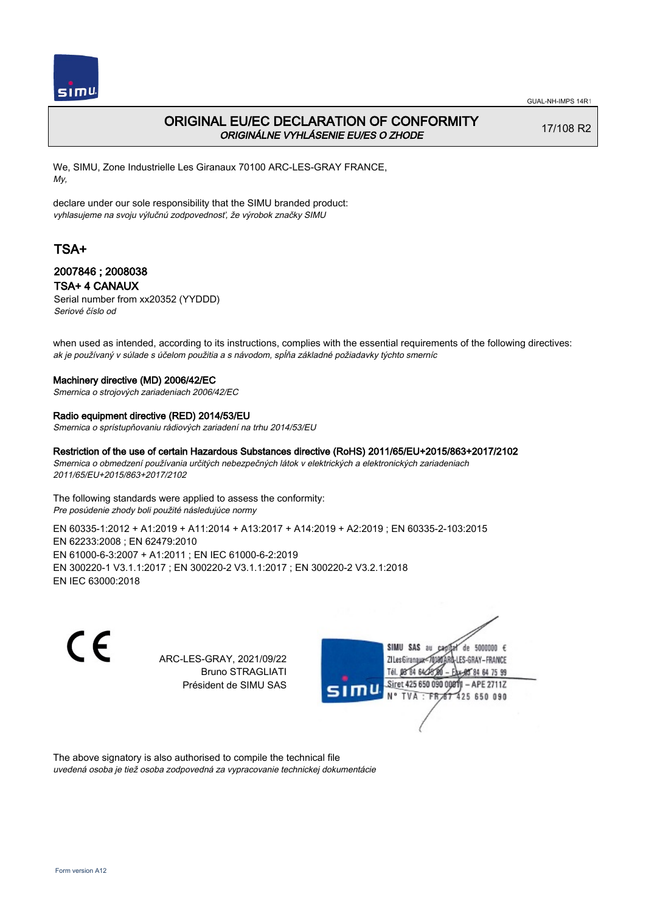GUAL-NH-IMPS 14R1

# ORIGINAL EU/EC DECLARATION OF CONFORMITY
*ORIGINÁLNE VYHLÁSENIE EU/ES O ZHODE*

17/108 R2

We, SIMU, Zone Industrielle Les Giranaux 70100 ARC-LES-GRAY FRANCE,
*My,*

declare under our sole responsibility that the SIMU branded product:
*vyhlasujeme na svoju výlučnú zodpovednosť, že výrobok značky SIMU*

## TSA+

### 2007846 ; 2008038
### TSA+ 4 CANAUX

Serial number from xx20352 (YYDDD)
*Seriové číslo od*

when used as intended, according to its instructions, complies with the essential requirements of the following directives:
*ak je používaný v súlade s účelom použitia a s návodom, spĺňa základné požiadavky týchto smerníc*

**Machinery directive (MD) 2006/42/EC**
*Smernica o strojových zariadeniach 2006/42/EC*

**Radio equipment directive (RED) 2014/53/EU**
*Smernica o sprístupňovaniu rádiových zariadení na trhu 2014/53/EU*

**Restriction of the use of certain Hazardous Substances directive (RoHS) 2011/65/EU+2015/863+2017/2102**
*Smernica o obmedzení používania určitých nebezpečných látok v elektrických a elektronických zariadeniach 2011/65/EU+2015/863+2017/2102*

The following standards were applied to assess the conformity:
*Pre posúdenie zhody boli použité následujúce normy*

EN 60335-1:2012 + A1:2019 + A11:2014 + A13:2017 + A14:2019 + A2:2019 ; EN 60335-2-103:2015
EN 62233:2008 ; EN 62479:2010
EN 61000-6-3:2007 + A1:2011 ; EN IEC 61000-6-2:2019
EN 300220-1 V3.1.1:2017 ; EN 300220-2 V3.1.1:2017 ; EN 300220-2 V3.2.1:2018
EN IEC 63000:2018

CE

ARC-LES-GRAY, 2021/09/22
Bruno STRAGLIATI
Président de SIMU SAS

SIMU SAS au capital de 5000000 €
ZI Les Giranaux 70100 ARC-LES-GRAY-FRANCE
Tél. 03 84 64 78 00 – Fax 03 84 64 75 99
Siret 425 650 090 00011 – APE 2711Z
N° TVA : FR 87 425 650 090

The above signatory is also authorised to compile the technical file
*uvedená osoba je tiež osoba zodpovedná za vypracovanie technickej dokumentácie*

Form version A12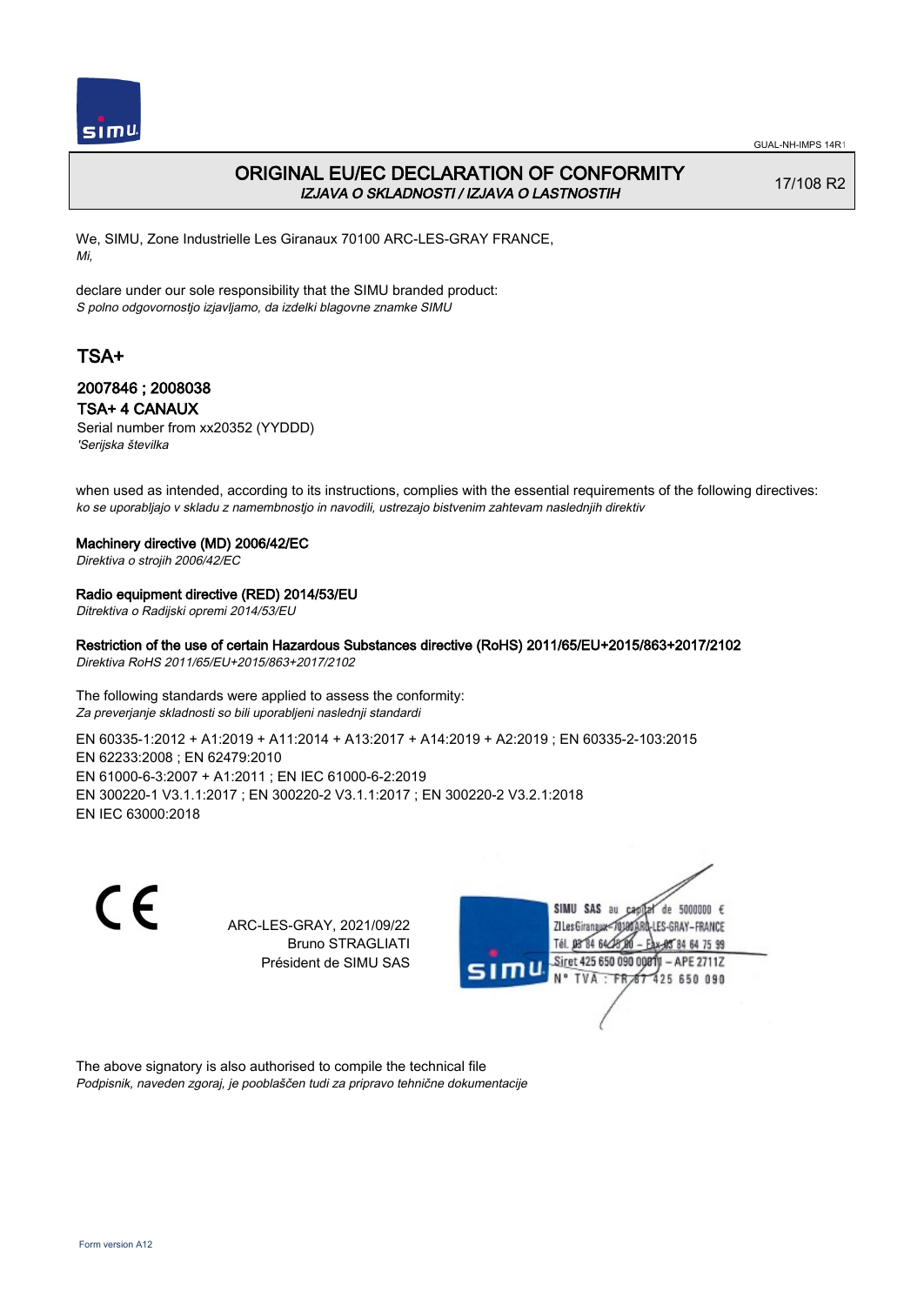# ORIGINAL EU/EC DECLARATION OF CONFORMITY

*IZJAVA O SKLADNOSTI / IZJAVA O LASTNOSTIH*

17/108 R2

We, SIMU, Zone Industrielle Les Giranaux 70100 ARC-LES-GRAY FRANCE,
*Mi,*

declare under our sole responsibility that the SIMU branded product:
*S polno odgovornostjo izjavljamo, da izdelki blagovne znamke SIMU*

## TSA+

### 2007846 ; 2008038

### TSA+ 4 CANAUX

Serial number from xx20352 (YYDDD)
*'Serijska številka*

when used as intended, according to its instructions, complies with the essential requirements of the following directives:
*ko se uporabljajo v skladu z namembnostjo in navodili, ustrezajo bistvenim zahtevam naslednjih direktiv*

**Machinery directive (MD) 2006/42/EC**
*Direktiva o strojih 2006/42/EC*

**Radio equipment directive (RED) 2014/53/EU**
*Ditrektiva o Radijski opremi 2014/53/EU*

**Restriction of the use of certain Hazardous Substances directive (RoHS) 2011/65/EU+2015/863+2017/2102**
*Direktiva RoHS 2011/65/EU+2015/863+2017/2102*

The following standards were applied to assess the conformity:
*Za preverjanje skladnosti so bili uporabljeni naslednji standardi*

EN 60335-1:2012 + A1:2019 + A11:2014 + A13:2017 + A14:2019 + A2:2019 ; EN 60335-2-103:2015
EN 62233:2008 ; EN 62479:2010
EN 61000-6-3:2007 + A1:2011 ; EN IEC 61000-6-2:2019
EN 300220-1 V3.1.1:2017 ; EN 300220-2 V3.1.1:2017 ; EN 300220-2 V3.2.1:2018
EN IEC 63000:2018

CE

ARC-LES-GRAY, 2021/09/22
Bruno STRAGLIATI
Président de SIMU SAS

SIMU SAS au capital de 5000000 €
ZI Les Giranaux 70100 ARC-LES-GRAY-FRANCE
Tél. 03 84 64 75 00 – Fax 03 84 64 75 99
Siret 425 650 090 00011 – APE 2711Z
N° TVA : FR 87 425 650 090

The above signatory is also authorised to compile the technical file
*Podpisnik, naveden zgoraj, je pooblaščen tudi za pripravo tehnične dokumentacije*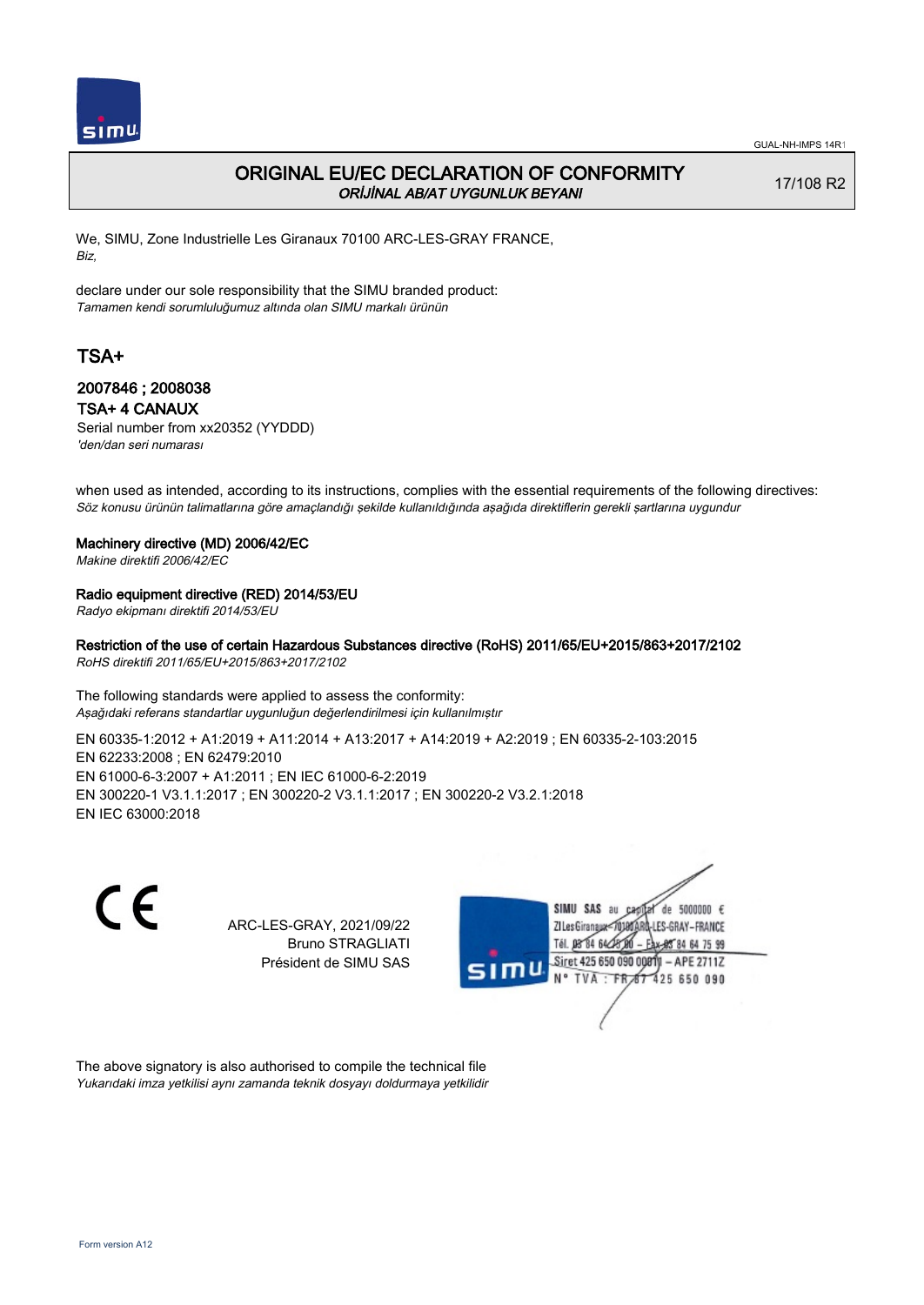GUAL-NH-IMPS 14R1

# ORIGINAL EU/EC DECLARATION OF CONFORMITY
*ORİJİNAL AB/AT UYGUNLUK BEYANI*

17/108 R2

We, SIMU, Zone Industrielle Les Giranaux 70100 ARC-LES-GRAY FRANCE,
*Biz,*

declare under our sole responsibility that the SIMU branded product:
*Tamamen kendi sorumluluğumuz altında olan SIMU markalı ürünün*

## TSA+

### 2007846 ; 2008038
### TSA+ 4 CANAUX

Serial number from xx20352 (YYDDD)
*'den/dan seri numarası*

when used as intended, according to its instructions, complies with the essential requirements of the following directives:
*Söz konusu ürünün talimatlarına göre amaçlandığı şekilde kullanıldığında aşağıda direktiflerin gerekli şartlarına uygundur*

**Machinery directive (MD) 2006/42/EC**
*Makine direktifi 2006/42/EC*

**Radio equipment directive (RED) 2014/53/EU**
*Radyo ekipmanı direktifi 2014/53/EU*

**Restriction of the use of certain Hazardous Substances directive (RoHS) 2011/65/EU+2015/863+2017/2102**
*RoHS direktifi 2011/65/EU+2015/863+2017/2102*

The following standards were applied to assess the conformity:
*Aşağıdaki referans standartlar uygunluğun değerlendirilmesi için kullanılmıştır*

EN 60335-1:2012 + A1:2019 + A11:2014 + A13:2017 + A14:2019 + A2:2019 ; EN 60335-2-103:2015
EN 62233:2008 ; EN 62479:2010
EN 61000-6-3:2007 + A1:2011 ; EN IEC 61000-6-2:2019
EN 300220-1 V3.1.1:2017 ; EN 300220-2 V3.1.1:2017 ; EN 300220-2 V3.2.1:2018
EN IEC 63000:2018

CE

ARC-LES-GRAY, 2021/09/22
Bruno STRAGLIATI
Président de SIMU SAS

SIMU SAS au capital de 5000000 €
ZI Les Giranaux 70100 ARC-LES-GRAY-FRANCE
Tél. 03 84 64 75 00 – Fax 03 84 64 75 99
Siret 425 650 090 00011 – APE 2711Z
N° TVA : FR 67 425 650 090

The above signatory is also authorised to compile the technical file
*Yukarıdaki imza yetkilisi aynı zamanda teknik dosyayı doldurmaya yetkilidir*

Form version A12